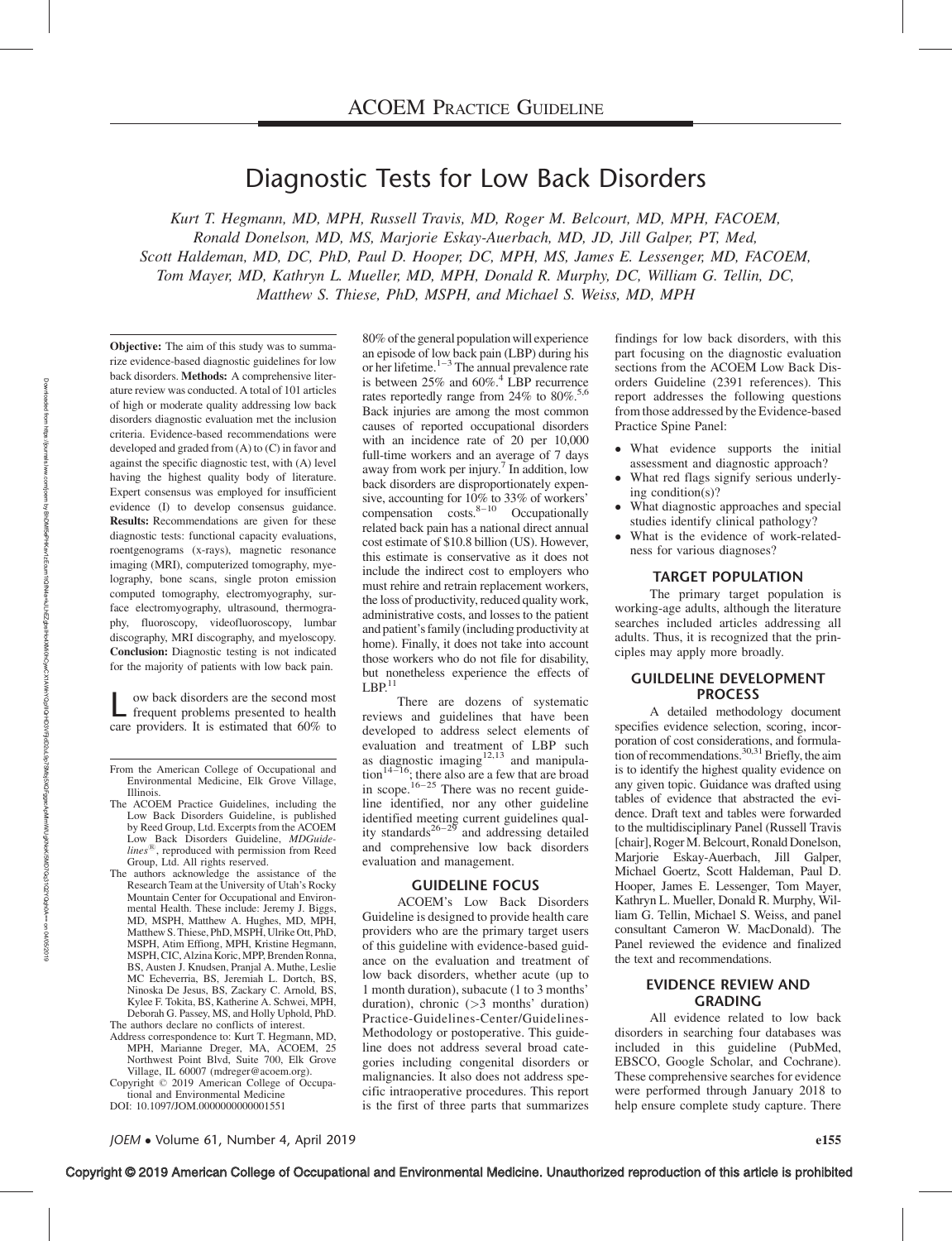# Diagnostic Tests for Low Back Disorders

*Kurt T. Hegmann, MD, MPH, Russell Travis, MD, Roger M. Belcourt, MD, MPH, FACOEM, Ronald Donelson, MD, MS, Marjorie Eskay-Auerbach, MD, JD, Jill Galper, PT, Med, Scott Haldeman, MD, DC, PhD, Paul D. Hooper, DC, MPH, MS, James E. Lessenger, MD, FACOEM, Tom Mayer, MD, Kathryn L. Mueller, MD, MPH, Donald R. Murphy, DC, William G. Tellin, DC, Matthew S. Thiese, PhD, MSPH, and Michael S. Weiss, MD, MPH*

**Objective:** The aim of this study was to summarize evidence-based diagnostic guidelines for low back disorders. **Methods:** A comprehensive literature review was conducted. A total of 101 articles of high or moderate quality addressing low back disorders diagnostic evaluation met the inclusion criteria. Evidence-based recommendations were developed and graded from (A) to (C) in favor and against the specific diagnostic test, with (A) level having the highest quality body of literature. Expert consensus was employed for insufficient evidence (I) to develop consensus guidance. **Results:** Recommendations are given for these diagnostic tests: functional capacity evaluations, roentgenograms (x-rays), magnetic resonance imaging (MRI), computerized tomography, myelography, bone scans, single proton emission computed tomography, electromyography, surface electromyography, ultrasound, thermography, fluoroscopy, videofluoroscopy, lumbar discography, MRI discography, and myeloscopy. **Conclusion:** Diagnostic testing is not indicated for the majority of patients with low back pain.

Low back disorders are the second most frequent problems presented to health care providers. It is estimated that 60% to 80% of the general population will experience an episode of low back pain (LBP) during his or her lifetime.[1–3] The annual prevalence rate is between 25% and 60%.[4] LBP recurrence rates reportedly range from 24% to 80%.[5,6] Back injuries are among the most common causes of reported occupational disorders with an incidence rate of 20 per 10,000 full-time workers and an average of 7 days away from work per injury.[7] In addition, low back disorders are disproportionately expensive, accounting for 10% to 33% of workers' compensation costs.[8–10] Occupationally related back pain has a national direct annual cost estimate of $10.8 billion (US). However, this estimate is conservative as it does not include the indirect cost to employers who must rehire and retrain replacement workers, the loss of productivity, reduced quality work, administrative costs, and losses to the patient and patient's family (including productivity at home). Finally, it does not take into account those workers who do not file for disability, but nonetheless experience the effects of LBP.[11]

There are dozens of systematic reviews and guidelines that have been developed to address select elements of evaluation and treatment of LBP such as diagnostic imaging[12,13] and manipulation[14–16]; there also are a few that are broad in scope.[16–25] There was no recent guideline identified, nor any other guideline identified meeting current guidelines quality standards[26–29] and addressing detailed and comprehensive low back disorders evaluation and management.

From the American College of Occupational and Environmental Medicine, Elk Grove Village, Illinois.

The ACOEM Practice Guidelines, including the Low Back Disorders Guideline, is published by Reed Group, Ltd. Excerpts from the ACOEM Low Back Disorders Guideline, *MDGuidelines®*, reproduced with permission from Reed Group, Ltd. All rights reserved.

The authors acknowledge the assistance of the Research Team at the University of Utah's Rocky Mountain Center for Occupational and Environmental Health. These include: Jeremy J. Biggs, MD, MSPH, Matthew A. Hughes, MD, MPH, Matthew S. Thiese, PhD, MSPH, Ulrike Ott, PhD, MSPH, Atim Effiong, MPH, Kristine Hegmann, MSPH, CIC, Alzina Koric, MPP, Brenden Ronna, BS, Austen J. Knudsen, Pranjal A. Muthe, Leslie MC Echeverria, BS, Jeremiah L. Dortch, BS, Ninoska De Jesus, BS, Zackary C. Arnold, BS, Kylee F. Tokita, BS, Katherine A. Schwei, MPH, Deborah G. Passey, MS, and Holly Uphold, PhD.

The authors declare no conflicts of interest.

Address correspondence to: Kurt T. Hegmann, MD, MPH, Marianne Dreger, MA, ACOEM, 25 Northwest Point Blvd, Suite 700, Elk Grove Village, IL 60007 (mdreger@acoem.org).

Copyright © 2019 American College of Occupational and Environmental Medicine

DOI: 10.1097/JOM.0000000000001551

## GUIDELINE FOCUS

ACOEM's Low Back Disorders Guideline is designed to provide health care providers who are the primary target users of this guideline with evidence-based guidance on the evaluation and treatment of low back disorders, whether acute (up to 1 month duration), subacute (1 to 3 months' duration), chronic (>3 months' duration) Practice-Guidelines-Center/Guidelines-Methodology or postoperative. This guideline does not address several broad categories including congenital disorders or malignancies. It also does not address specific intraoperative procedures. This report is the first of three parts that summarizes findings for low back disorders, with this part focusing on the diagnostic evaluation sections from the ACOEM Low Back Disorders Guideline (2391 references). This report addresses the following questions from those addressed by the Evidence-based Practice Spine Panel:

- What evidence supports the initial assessment and diagnostic approach?
- What red flags signify serious underlying condition(s)?
- What diagnostic approaches and special studies identify clinical pathology?
- What is the evidence of work-relatedness for various diagnoses?

## TARGET POPULATION

The primary target population is working-age adults, although the literature searches included articles addressing all adults. Thus, it is recognized that the principles may apply more broadly.

## GUILDELINE DEVELOPMENT PROCESS

A detailed methodology document specifies evidence selection, scoring, incorporation of cost considerations, and formulation of recommendations.[30,31] Briefly, the aim is to identify the highest quality evidence on any given topic. Guidance was drafted using tables of evidence that abstracted the evidence. Draft text and tables were forwarded to the multidisciplinary Panel (Russell Travis [chair], Roger M. Belcourt, Ronald Donelson, Marjorie Eskay-Auerbach, Jill Galper, Michael Goertz, Scott Haldeman, Paul D. Hooper, James E. Lessenger, Tom Mayer, Kathryn L. Mueller, Donald R. Murphy, William G. Tellin, Michael S. Weiss, and panel consultant Cameron W. MacDonald). The Panel reviewed the evidence and finalized the text and recommendations.

## EVIDENCE REVIEW AND GRADING

All evidence related to low back disorders in searching four databases was included in this guideline (PubMed, EBSCO, Google Scholar, and Cochrane). These comprehensive searches for evidence were performed through January 2018 to help ensure complete study capture. There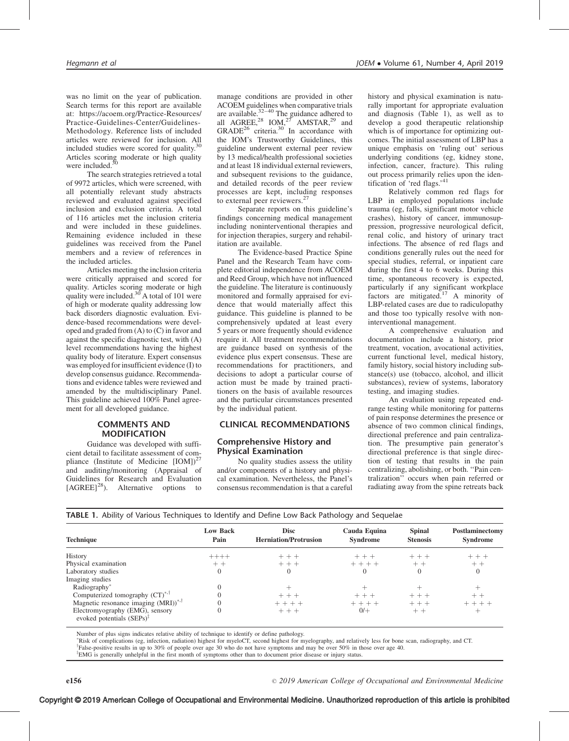was no limit on the year of publication. Search terms for this report are available at: https://acoem.org/Practice-Resources/Practice-Guidelines-Center/Guidelines-Methodology. Reference lists of included articles were reviewed for inclusion. All included studies were scored for quality.[30] Articles scoring moderate or high quality were included.[30]

The search strategies retrieved a total of 9972 articles, which were screened, with all potentially relevant study abstracts reviewed and evaluated against specified inclusion and exclusion criteria. A total of 116 articles met the inclusion criteria and were included in these guidelines. Remaining evidence included in these guidelines was received from the Panel members and a review of references in the included articles.

Articles meeting the inclusion criteria were critically appraised and scored for quality. Articles scoring moderate or high quality were included.[30] A total of 101 were of high or moderate quality addressing low back disorders diagnostic evaluation. Evidence-based recommendations were developed and graded from (A) to (C) in favor and against the specific diagnostic test, with (A) level recommendations having the highest quality body of literature. Expert consensus was employed for insufficient evidence (I) to develop consensus guidance. Recommendations and evidence tables were reviewed and amended by the multidisciplinary Panel. This guideline achieved 100% Panel agreement for all developed guidance.

## COMMENTS AND MODIFICATION

Guidance was developed with sufficient detail to facilitate assessment of compliance (Institute of Medicine [IOM])[27] and auditing/monitoring (Appraisal of Guidelines for Research and Evaluation [AGREE][28]). Alternative options to manage conditions are provided in other ACOEM guidelines when comparative trials are available.[32–40] The guidance adhered to all AGREE,[28] IOM,[27] AMSTAR,[29] and GRADE[26] criteria.[30] In accordance with the IOM's Trustworthy Guidelines, this guideline underwent external peer review by 13 medical/health professional societies and at least 18 individual external reviewers, and subsequent revisions to the guidance, and detailed records of the peer review processes are kept, including responses to external peer reviewers.[27]

Separate reports on this guideline's findings concerning medical management including noninterventional therapies and for injection therapies, surgery and rehabilitation are available.

The Evidence-based Practice Spine Panel and the Research Team have complete editorial independence from ACOEM and Reed Group, which have not influenced the guideline. The literature is continuously monitored and formally appraised for evidence that would materially affect this guidance. This guideline is planned to be comprehensively updated at least every 5 years or more frequently should evidence require it. All treatment recommendations are guidance based on synthesis of the evidence plus expert consensus. These are recommendations for practitioners, and decisions to adopt a particular course of action must be made by trained practitioners on the basis of available resources and the particular circumstances presented by the individual patient.

## CLINICAL RECOMMENDATIONS

### Comprehensive History and Physical Examination

No quality studies assess the utility and/or components of a history and physical examination. Nevertheless, the Panel's consensus recommendation is that a careful history and physical examination is naturally important for appropriate evaluation and diagnosis (Table 1), as well as to develop a good therapeutic relationship which is of importance for optimizing outcomes. The initial assessment of LBP has a unique emphasis on 'ruling out' serious underlying conditions (eg, kidney stone, infection, cancer, fracture). This ruling out process primarily relies upon the identification of 'red flags.'[41]

Relatively common red flags for LBP in employed populations include trauma (eg, falls, significant motor vehicle crashes), history of cancer, immunosuppression, progressive neurological deficit, renal colic, and history of urinary tract infections. The absence of red flags and conditions generally rules out the need for special studies, referral, or inpatient care during the first 4 to 6 weeks. During this time, spontaneous recovery is expected, particularly if any significant workplace factors are mitigated.[17] A minority of LBP-related cases are due to radiculopathy and those too typically resolve with noninterventional management.

A comprehensive evaluation and documentation include a history, prior treatment, vocation, avocational activities, current functional level, medical history, family history, social history including substance(s) use (tobacco, alcohol, and illicit substances), review of systems, laboratory testing, and imaging studies.

An evaluation using repeated end-range testing while monitoring for patterns of pain response determines the presence or absence of two common clinical findings, directional preference and pain centralization. The presumptive pain generator's directional preference is that single direction of testing that results in the pain centralizing, abolishing, or both. "Pain centralization" occurs when pain referred or radiating away from the spine retreats back

**TABLE 1.** Ability of Various Techniques to Identify and Define Low Back Pathology and Sequelae

| Technique | Low Back Pain | Disc Herniation/Protrusion | Cauda Equina Syndrome | Spinal Stenosis | Postlaminectomy Syndrome |
|---|---|---|---|---|---|
| History | ++++ | + + + | + + + | + + + | + + + |
| Physical examination | + + | + + + | + + + + | + + | + + |
| Laboratory studies | 0 | 0 | 0 | 0 | 0 |
| Imaging studies | | | | | |
| Radiography* | 0 | + | + | + | + |
| Computerized tomography (CT)*,† | 0 | + + + | + + + | + + + | + + |
| Magnetic resonance imaging (MRI))*,† | 0 | + + + + | + + + + | + + + | + + + + |
| Electromyography (EMG), sensory evoked potentials (SEPs)‡ | 0 | + + + | 0/+ | + + | + |

Number of plus signs indicates relative ability of technique to identify or define pathology.

*Risk of complications (eg, infection, radiation) highest for myeloCT, second highest for myelography, and relatively less for bone scan, radiography, and CT.

†False-positive results in up to 30% of people over age 30 who do not have symptoms and may be over 50% in those over age 40.

‡EMG is generally unhelpful in the first month of symptoms other than to document prior disease or injury status.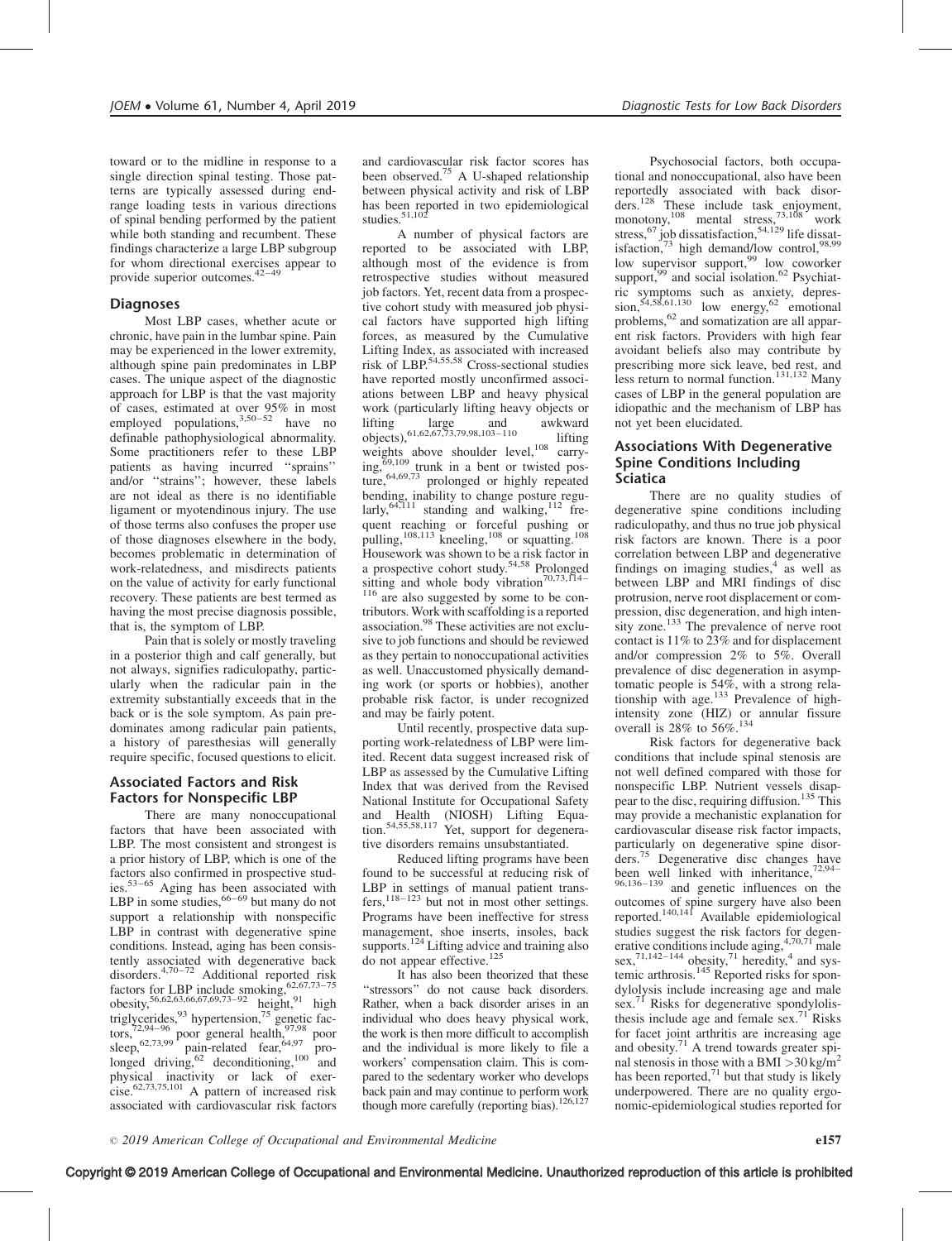toward or to the midline in response to a single direction spinal testing. Those patterns are typically assessed during end-range loading tests in various directions of spinal bending performed by the patient while both standing and recumbent. These findings characterize a large LBP subgroup for whom directional exercises appear to provide superior outcomes.[42–49]

### Diagnoses

Most LBP cases, whether acute or chronic, have pain in the lumbar spine. Pain may be experienced in the lower extremity, although spine pain predominates in LBP cases. The unique aspect of the diagnostic approach for LBP is that the vast majority of cases, estimated at over 95% in most employed populations,[3,50–52] have no definable pathophysiological abnormality. Some practitioners refer to these LBP patients as having incurred ''sprains'' and/or ''strains''; however, these labels are not ideal as there is no identifiable ligament or myotendinous injury. The use of those terms also confuses the proper use of those diagnoses elsewhere in the body, becomes problematic in determination of work-relatedness, and misdirects patients on the value of activity for early functional recovery. These patients are best termed as having the most precise diagnosis possible, that is, the symptom of LBP.

Pain that is solely or mostly traveling in a posterior thigh and calf generally, but not always, signifies radiculopathy, particularly when the radicular pain in the extremity substantially exceeds that in the back or is the sole symptom. As pain predominates among radicular pain patients, a history of paresthesias will generally require specific, focused questions to elicit.

### Associated Factors and Risk Factors for Nonspecific LBP

There are many nonoccupational factors that have been associated with LBP. The most consistent and strongest is a prior history of LBP, which is one of the factors also confirmed in prospective studies.[53–65] Aging has been associated with LBP in some studies,[66–69] but many do not support a relationship with nonspecific LBP in contrast with degenerative spine conditions. Instead, aging has been consistently associated with degenerative back disorders.[4,70–72] Additional reported risk factors for LBP include smoking,[62,67,73–75] obesity,[56,62,63,66,67,69,73–92] height,[91] high triglycerides,[93] hypertension,[75] genetic factors,[72,94–96] poor general health,[97,98] poor sleep,[62,73,99] pain-related fear,[64,97] prolonged driving,[62] deconditioning,[100] and physical inactivity or lack of exercise.[62,73,75,101] A pattern of increased risk associated with cardiovascular risk factors and cardiovascular risk factor scores has been observed.[75] A U-shaped relationship between physical activity and risk of LBP has been reported in two epidemiological studies.[51,102]

A number of physical factors are reported to be associated with LBP, although most of the evidence is from retrospective studies without measured job factors. Yet, recent data from a prospective cohort study with measured job physical factors have supported high lifting forces, as measured by the Cumulative Lifting Index, as associated with increased risk of LBP.[54,55,58] Cross-sectional studies have reported mostly unconfirmed associations between LBP and heavy physical work (particularly lifting heavy objects or lifting large and awkward objects),[61,62,67,73,79,98,103–110] lifting weights above shoulder level,[108] carrying,[69,109] trunk in a bent or twisted posture,[64,69,73] prolonged or highly repeated bending, inability to change posture regularly,[64,111] standing and walking,[112] frequent reaching or forceful pushing or pulling,[108,113] kneeling,[108] or squatting.[108] Housework was shown to be a risk factor in a prospective cohort study.[54,58] Prolonged sitting and whole body vibration[70,73,114–116] are also suggested by some to be contributors. Work with scaffolding is a reported association.[98] These activities are not exclusive to job functions and should be reviewed as they pertain to nonoccupational activities as well. Unaccustomed physically demanding work (or sports or hobbies), another probable risk factor, is under recognized and may be fairly potent.

Until recently, prospective data supporting work-relatedness of LBP were limited. Recent data suggest increased risk of LBP as assessed by the Cumulative Lifting Index that was derived from the Revised National Institute for Occupational Safety and Health (NIOSH) Lifting Equation.[54,55,58,117] Yet, support for degenerative disorders remains unsubstantiated.

Reduced lifting programs have been found to be successful at reducing risk of LBP in settings of manual patient transfers,[118–123] but not in most other settings. Programs have been ineffective for stress management, shoe inserts, insoles, back supports.[124] Lifting advice and training also do not appear effective.[125]

It has also been theorized that these ''stressors'' do not cause back disorders. Rather, when a back disorder arises in an individual who does heavy physical work, the work is then more difficult to accomplish and the individual is more likely to file a workers' compensation claim. This is compared to the sedentary worker who develops back pain and may continue to perform work though more carefully (reporting bias).[126,127]

Psychosocial factors, both occupational and nonoccupational, also have been reportedly associated with back disorders.[128] These include task enjoyment, monotony,[108] mental stress,[73,108] work stress,[67] job dissatisfaction,[54,129] life dissatisfaction,[73] high demand/low control,[98,99] low supervisor support,[99] low coworker support,[99] and social isolation.[62] Psychiatric symptoms such as anxiety, depression,[54,58,61,130] low energy,[62] emotional problems,[62] and somatization are all apparent risk factors. Providers with high fear avoidant beliefs also may contribute by prescribing more sick leave, bed rest, and less return to normal function.[131,132] Many cases of LBP in the general population are idiopathic and the mechanism of LBP has not yet been elucidated.

### Associations With Degenerative Spine Conditions Including Sciatica

There are no quality studies of degenerative spine conditions including radiculopathy, and thus no true job physical risk factors are known. There is a poor correlation between LBP and degenerative findings on imaging studies,[4] as well as between LBP and MRI findings of disc protrusion, nerve root displacement or compression, disc degeneration, and high intensity zone.[133] The prevalence of nerve root contact is 11% to 23% and for displacement and/or compression 2% to 5%. Overall prevalence of disc degeneration in asymptomatic people is 54%, with a strong relationship with age.[133] Prevalence of high-intensity zone (HIZ) or annular fissure overall is 28% to 56%.[134]

Risk factors for degenerative back conditions that include spinal stenosis are not well defined compared with those for nonspecific LBP. Nutrient vessels disappear to the disc, requiring diffusion.[135] This may provide a mechanistic explanation for cardiovascular disease risk factor impacts, particularly on degenerative spine disorders.[75] Degenerative disc changes have been well linked with inheritance,[72,94–96,136–139] and genetic influences on the outcomes of spine surgery have also been reported.[140,141] Available epidemiological studies suggest the risk factors for degenerative conditions include aging,[4,70,71] male sex,[71,142–144] obesity,[71] heredity,[4] and systemic arthrosis.[145] Reported risks for spondylolysis include increasing age and male sex.[71] Risks for degenerative spondylolisthesis include age and female sex.[71] Risks for facet joint arthritis are increasing age and obesity.[71] A trend towards greater spinal stenosis in those with a BMI $>30\,kg/m^2$ has been reported,[71] but that study is likely underpowered. There are no quality ergonomic-epidemiological studies reported for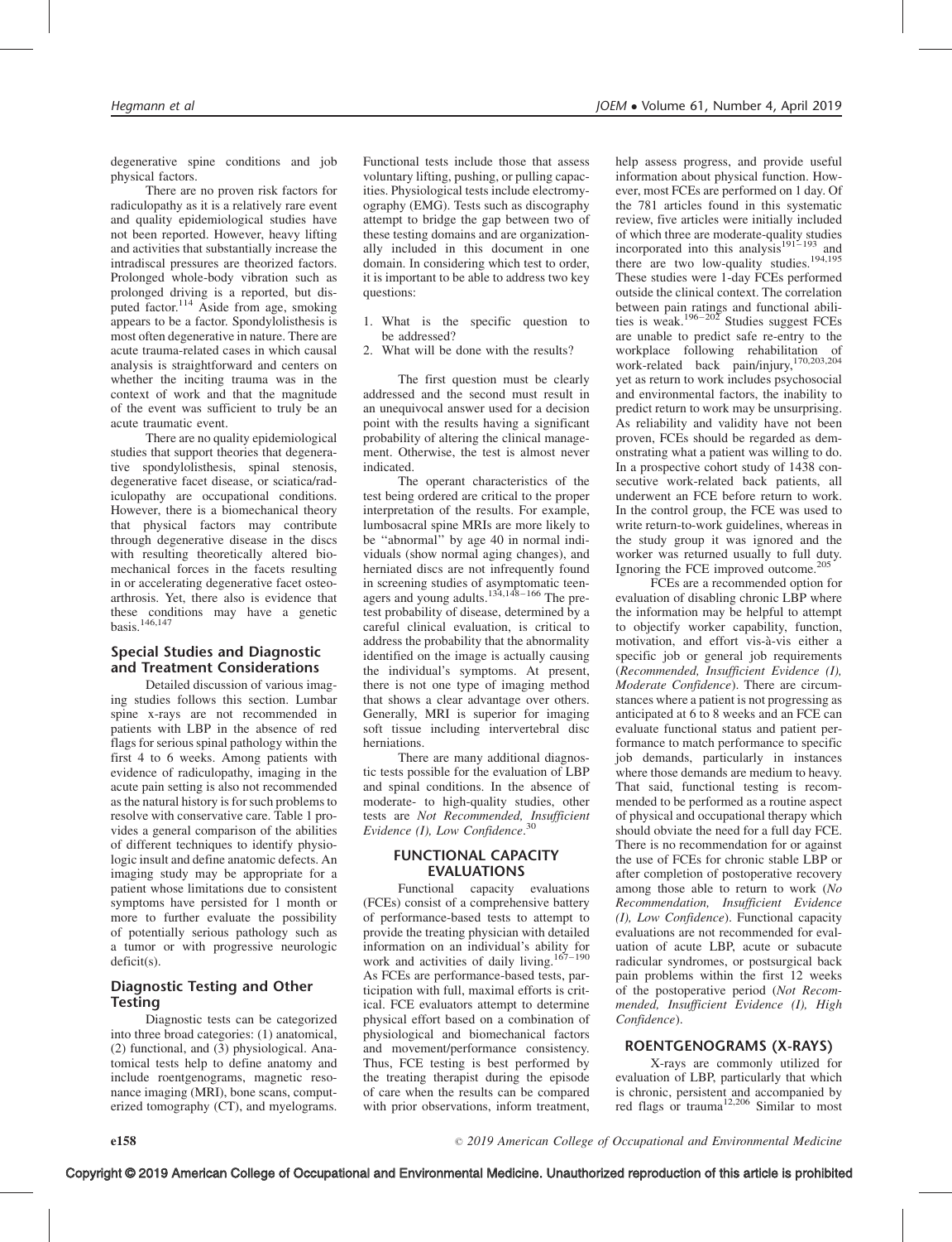degenerative spine conditions and job physical factors.

There are no proven risk factors for radiculopathy as it is a relatively rare event and quality epidemiological studies have not been reported. However, heavy lifting and activities that substantially increase the intradiscal pressures are theorized factors. Prolonged whole-body vibration such as prolonged driving is a reported, but disputed factor.[114] Aside from age, smoking appears to be a factor. Spondylolisthesis is most often degenerative in nature. There are acute trauma-related cases in which causal analysis is straightforward and centers on whether the inciting trauma was in the context of work and that the magnitude of the event was sufficient to truly be an acute traumatic event.

There are no quality epidemiological studies that support theories that degenerative spondylolisthesis, spinal stenosis, degenerative facet disease, or sciatica/radiculopathy are occupational conditions. However, there is a biomechanical theory that physical factors may contribute through degenerative disease in the discs with resulting theoretically altered biomechanical forces in the facets resulting in or accelerating degenerative facet osteoarthrosis. Yet, there also is evidence that these conditions may have a genetic basis.[146,147]

### Special Studies and Diagnostic and Treatment Considerations

Detailed discussion of various imaging studies follows this section. Lumbar spine x-rays are not recommended in patients with LBP in the absence of red flags for serious spinal pathology within the first 4 to 6 weeks. Among patients with evidence of radiculopathy, imaging in the acute pain setting is also not recommended as the natural history is for such problems to resolve with conservative care. Table 1 provides a general comparison of the abilities of different techniques to identify physiologic insult and define anatomic defects. An imaging study may be appropriate for a patient whose limitations due to consistent symptoms have persisted for 1 month or more to further evaluate the possibility of potentially serious pathology such as a tumor or with progressive neurologic deficit(s).

### Diagnostic Testing and Other Testing

Diagnostic tests can be categorized into three broad categories: (1) anatomical, (2) functional, and (3) physiological. Anatomical tests help to define anatomy and include roentgenograms, magnetic resonance imaging (MRI), bone scans, computerized tomography (CT), and myelograms. Functional tests include those that assess voluntary lifting, pushing, or pulling capacities. Physiological tests include electromyography (EMG). Tests such as discography attempt to bridge the gap between two of these testing domains and are organizationally included in this document in one domain. In considering which test to order, it is important to be able to address two key questions:

1. What is the specific question to be addressed?
2. What will be done with the results?

The first question must be clearly addressed and the second must result in an unequivocal answer used for a decision point with the results having a significant probability of altering the clinical management. Otherwise, the test is almost never indicated.

The operant characteristics of the test being ordered are critical to the proper interpretation of the results. For example, lumbosacral spine MRIs are more likely to be "abnormal" by age 40 in normal individuals (show normal aging changes), and herniated discs are not infrequently found in screening studies of asymptomatic teenagers and young adults.[134,148–166] The pretest probability of disease, determined by a careful clinical evaluation, is critical to address the probability that the abnormality identified on the image is actually causing the individual's symptoms. At present, there is not one type of imaging method that shows a clear advantage over others. Generally, MRI is superior for imaging soft tissue including intervertebral disc herniations.

There are many additional diagnostic tests possible for the evaluation of LBP and spinal conditions. In the absence of moderate- to high-quality studies, other tests are *Not Recommended, Insufficient Evidence (I), Low Confidence*.[30]

## FUNCTIONAL CAPACITY EVALUATIONS

Functional capacity evaluations (FCEs) consist of a comprehensive battery of performance-based tests to attempt to provide the treating physician with detailed information on an individual's ability for work and activities of daily living.[167–190] As FCEs are performance-based tests, participation with full, maximal efforts is critical. FCE evaluators attempt to determine physical effort based on a combination of physiological and biomechanical factors and movement/performance consistency. Thus, FCE testing is best performed by the treating therapist during the episode of care when the results can be compared with prior observations, inform treatment, help assess progress, and provide useful information about physical function. However, most FCEs are performed on 1 day. Of the 781 articles found in this systematic review, five articles were initially included of which three are moderate-quality studies incorporated into this analysis[191–193] and there are two low-quality studies.[194,195] These studies were 1-day FCEs performed outside the clinical context. The correlation between pain ratings and functional abilities is weak.[196–202] Studies suggest FCEs are unable to predict safe re-entry to the workplace following rehabilitation of work-related back pain/injury,[170,203,204] yet as return to work includes psychosocial and environmental factors, the inability to predict return to work may be unsurprising. As reliability and validity have not been proven, FCEs should be regarded as demonstrating what a patient was willing to do. In a prospective cohort study of 1438 consecutive work-related back patients, all underwent an FCE before return to work. In the control group, the FCE was used to write return-to-work guidelines, whereas in the study group it was ignored and the worker was returned usually to full duty. Ignoring the FCE improved outcome.[205]

FCEs are a recommended option for evaluation of disabling chronic LBP where the information may be helpful to attempt to objectify worker capability, function, motivation, and effort vis-à-vis either a specific job or general job requirements (*Recommended, Insufficient Evidence (I), Moderate Confidence*). There are circumstances where a patient is not progressing as anticipated at 6 to 8 weeks and an FCE can evaluate functional status and patient performance to match performance to specific job demands, particularly in instances where those demands are medium to heavy. That said, functional testing is recommended to be performed as a routine aspect of physical and occupational therapy which should obviate the need for a full day FCE. There is no recommendation for or against the use of FCEs for chronic stable LBP or after completion of postoperative recovery among those able to return to work (*No Recommendation, Insufficient Evidence (I), Low Confidence*). Functional capacity evaluations are not recommended for evaluation of acute LBP, acute or subacute radicular syndromes, or postsurgical back pain problems within the first 12 weeks of the postoperative period (*Not Recommended, Insufficient Evidence (I), High Confidence*).

## ROENTGENOGRAMS (X-RAYS)

X-rays are commonly utilized for evaluation of LBP, particularly that which is chronic, persistent and accompanied by red flags or trauma[12,206] Similar to most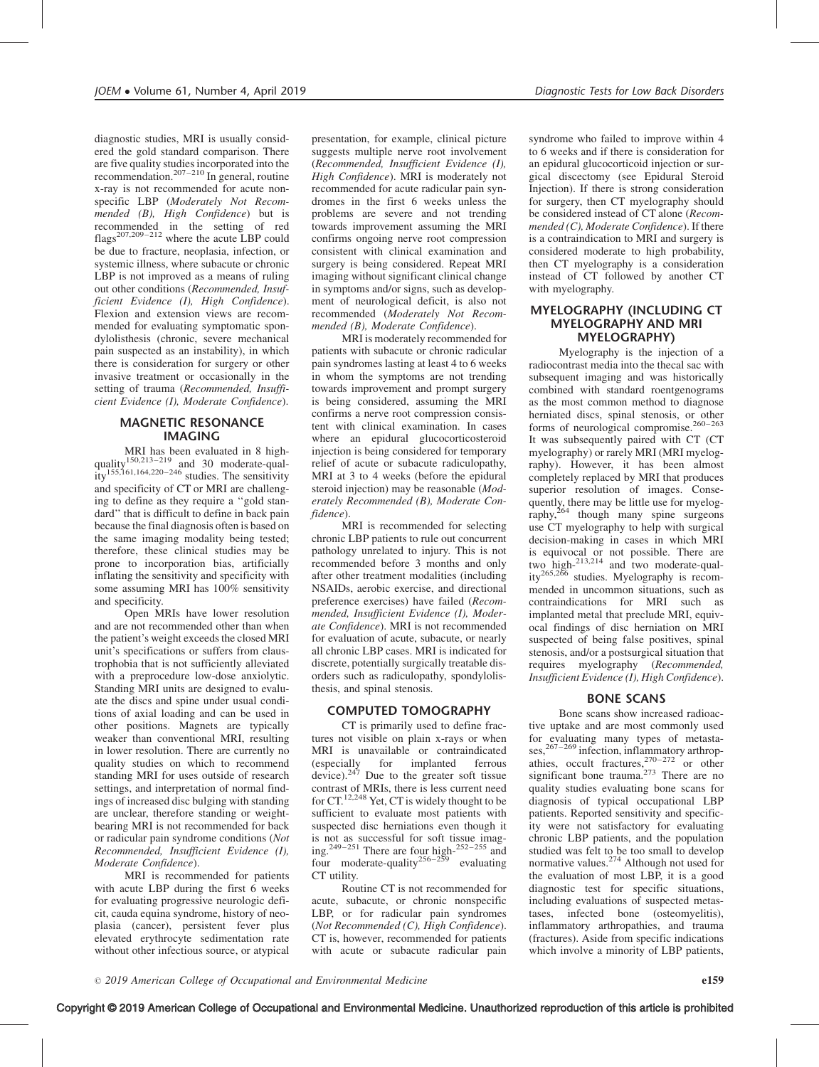diagnostic studies, MRI is usually considered the gold standard comparison. There are five quality studies incorporated into the recommendation.[207–210] In general, routine x-ray is not recommended for acute nonspecific LBP (*Moderately Not Recommended (B), High Confidence*) but is recommended in the setting of red flags[207,209–212] where the acute LBP could be due to fracture, neoplasia, infection, or systemic illness, where subacute or chronic LBP is not improved as a means of ruling out other conditions (*Recommended, Insufficient Evidence (I), High Confidence*). Flexion and extension views are recommended for evaluating symptomatic spondylolisthesis (chronic, severe mechanical pain suspected as an instability), in which there is consideration for surgery or other invasive treatment or occasionally in the setting of trauma (*Recommended, Insufficient Evidence (I), Moderate Confidence*).

## MAGNETIC RESONANCE IMAGING

MRI has been evaluated in 8 high-quality[150,213–219] and 30 moderate-quality[155,161,164,220–246] studies. The sensitivity and specificity of CT or MRI are challenging to define as they require a "gold standard" that is difficult to define in back pain because the final diagnosis often is based on the same imaging modality being tested; therefore, these clinical studies may be prone to incorporation bias, artificially inflating the sensitivity and specificity with some assuming MRI has 100% sensitivity and specificity.

Open MRIs have lower resolution and are not recommended other than when the patient's weight exceeds the closed MRI unit's specifications or suffers from claustrophobia that is not sufficiently alleviated with a preprocedure low-dose anxiolytic. Standing MRI units are designed to evaluate the discs and spine under usual conditions of axial loading and can be used in other positions. Magnets are typically weaker than conventional MRI, resulting in lower resolution. There are currently no quality studies on which to recommend standing MRI for uses outside of research settings, and interpretation of normal findings of increased disc bulging with standing are unclear, therefore standing or weight-bearing MRI is not recommended for back or radicular pain syndrome conditions (*Not Recommended, Insufficient Evidence (I), Moderate Confidence*).

MRI is recommended for patients with acute LBP during the first 6 weeks for evaluating progressive neurologic deficit, cauda equina syndrome, history of neoplasia (cancer), persistent fever plus elevated erythrocyte sedimentation rate without other infectious source, or atypical presentation, for example, clinical picture suggests multiple nerve root involvement (*Recommended, Insufficient Evidence (I), High Confidence*). MRI is moderately not recommended for acute radicular pain syndromes in the first 6 weeks unless the problems are severe and not trending towards improvement assuming the MRI confirms ongoing nerve root compression consistent with clinical examination and surgery is being considered. Repeat MRI imaging without significant clinical change in symptoms and/or signs, such as development of neurological deficit, is also not recommended (*Moderately Not Recommended (B), Moderate Confidence*).

MRI is moderately recommended for patients with subacute or chronic radicular pain syndromes lasting at least 4 to 6 weeks in whom the symptoms are not trending towards improvement and prompt surgery is being considered, assuming the MRI confirms a nerve root compression consistent with clinical examination. In cases where an epidural glucocorticosteroid injection is being considered for temporary relief of acute or subacute radiculopathy, MRI at 3 to 4 weeks (before the epidural steroid injection) may be reasonable (*Moderately Recommended (B), Moderate Confidence*).

MRI is recommended for selecting chronic LBP patients to rule out concurrent pathology unrelated to injury. This is not recommended before 3 months and only after other treatment modalities (including NSAIDs, aerobic exercise, and directional preference exercises) have failed (*Recommended, Insufficient Evidence (I), Moderate Confidence*). MRI is not recommended for evaluation of acute, subacute, or nearly all chronic LBP cases. MRI is indicated for discrete, potentially surgically treatable disorders such as radiculopathy, spondylolisthesis, and spinal stenosis.

## COMPUTED TOMOGRAPHY

CT is primarily used to define fractures not visible on plain x-rays or when MRI is unavailable or contraindicated (especially for implanted ferrous device).[247] Due to the greater soft tissue contrast of MRIs, there is less current need for CT.[12,248] Yet, CT is widely thought to be sufficient to evaluate most patients with suspected disc herniations even though it is not as successful for soft tissue imaging.[249–251] There are four high-[252–255] and four moderate-quality[256–259] evaluating CT utility.

Routine CT is not recommended for acute, subacute, or chronic nonspecific LBP, or for radicular pain syndromes (*Not Recommended (C), High Confidence*). CT is, however, recommended for patients with acute or subacute radicular pain syndrome who failed to improve within 4 to 6 weeks and if there is consideration for an epidural glucocorticoid injection or surgical discectomy (see Epidural Steroid Injection). If there is strong consideration for surgery, then CT myelography should be considered instead of CT alone (*Recommended (C), Moderate Confidence*). If there is a contraindication to MRI and surgery is considered moderate to high probability, then CT myelography is a consideration instead of CT followed by another CT with myelography.

## MYELOGRAPHY (INCLUDING CT MYELOGRAPHY AND MRI MYELOGRAPHY)

Myelography is the injection of a radiocontrast media into the thecal sac with subsequent imaging and was historically combined with standard roentgenograms as the most common method to diagnose herniated discs, spinal stenosis, or other forms of neurological compromise.[260–263] It was subsequently paired with CT (CT myelography) or rarely MRI (MRI myelography). However, it has been almost completely replaced by MRI that produces superior resolution of images. Consequently, there may be little use for myelography,[264] though many spine surgeons use CT myelography to help with surgical decision-making in cases in which MRI is equivocal or not possible. There are two high-[213,214] and two moderate-quality[265,266] studies. Myelography is recommended in uncommon situations, such as contraindications for MRI such as implanted metal that preclude MRI, equivocal findings of disc herniation on MRI suspected of being false positives, spinal stenosis, and/or a postsurgical situation that requires myelography (*Recommended, Insufficient Evidence (I), High Confidence*).

## BONE SCANS

Bone scans show increased radioactive uptake and are most commonly used for evaluating many types of metastases,[267–269] infection, inflammatory arthropathies, occult fractures,[270–272] or other significant bone trauma.[273] There are no quality studies evaluating bone scans for diagnosis of typical occupational LBP patients. Reported sensitivity and specificity were not satisfactory for evaluating chronic LBP patients, and the population studied was felt to be too small to develop normative values.[274] Although not used for the evaluation of most LBP, it is a good diagnostic test for specific situations, including evaluations of suspected metastases, infected bone (osteomyelitis), inflammatory arthropathies, and trauma (fractures). Aside from specific indications which involve a minority of LBP patients,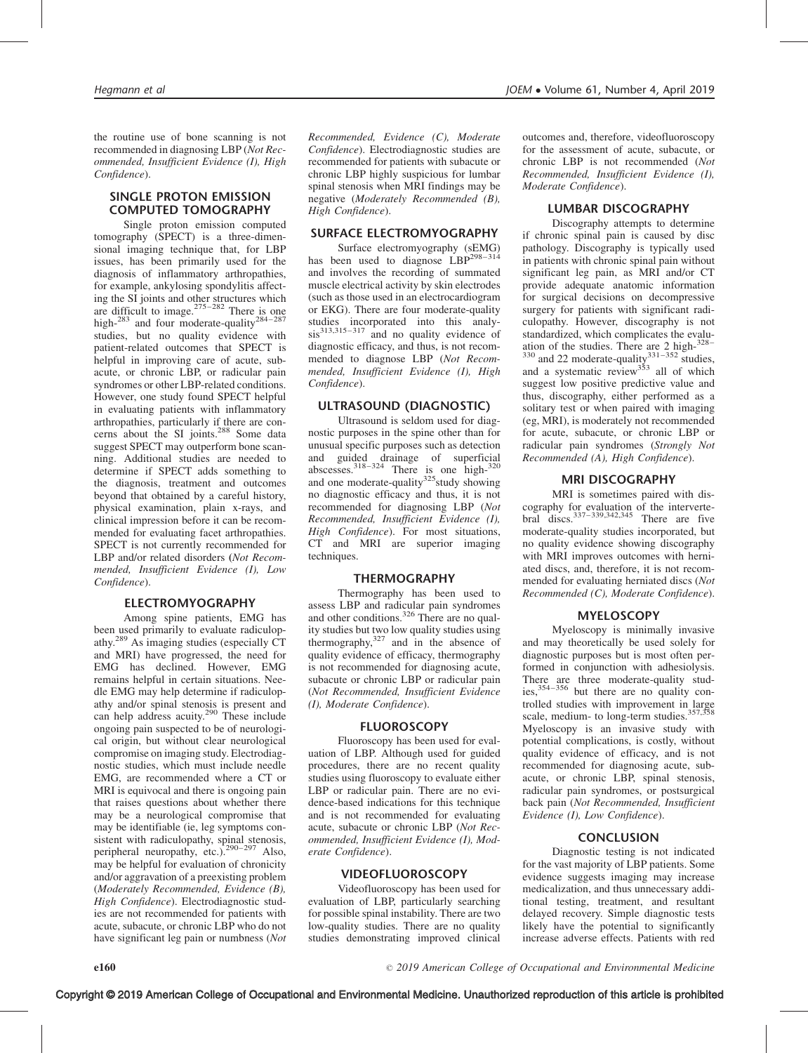the routine use of bone scanning is not recommended in diagnosing LBP (*Not Recommended, Insufficient Evidence (I), High Confidence*).

## SINGLE PROTON EMISSION COMPUTED TOMOGRAPHY

Single proton emission computed tomography (SPECT) is a three-dimensional imaging technique that, for LBP issues, has been primarily used for the diagnosis of inflammatory arthropathies, for example, ankylosing spondylitis affecting the SI joints and other structures which are difficult to image.[275–282] There is one high-[283] and four moderate-quality[284–287] studies, but no quality evidence with patient-related outcomes that SPECT is helpful in improving care of acute, subacute, or chronic LBP, or radicular pain syndromes or other LBP-related conditions. However, one study found SPECT helpful in evaluating patients with inflammatory arthropathies, particularly if there are concerns about the SI joints.[288] Some data suggest SPECT may outperform bone scanning. Additional studies are needed to determine if SPECT adds something to the diagnosis, treatment and outcomes beyond that obtained by a careful history, physical examination, plain x-rays, and clinical impression before it can be recommended for evaluating facet arthropathies. SPECT is not currently recommended for LBP and/or related disorders (*Not Recommended, Insufficient Evidence (I), Low Confidence*).

## ELECTROMYOGRAPHY

Among spine patients, EMG has been used primarily to evaluate radiculopathy.[289] As imaging studies (especially CT and MRI) have progressed, the need for EMG has declined. However, EMG remains helpful in certain situations. Needle EMG may help determine if radiculopathy and/or spinal stenosis is present and can help address acuity.[290] These include ongoing pain suspected to be of neurological origin, but without clear neurological compromise on imaging study. Electrodiagnostic studies, which must include needle EMG, are recommended where a CT or MRI is equivocal and there is ongoing pain that raises questions about whether there may be a neurological compromise that may be identifiable (ie, leg symptoms consistent with radiculopathy, spinal stenosis, peripheral neuropathy, etc.).[290–297] Also, may be helpful for evaluation of chronicity and/or aggravation of a preexisting problem (*Moderately Recommended, Evidence (B), High Confidence*). Electrodiagnostic studies are not recommended for patients with acute, subacute, or chronic LBP who do not have significant leg pain or numbness (*Not Recommended, Evidence (C), Moderate Confidence*). Electrodiagnostic studies are recommended for patients with subacute or chronic LBP highly suspicious for lumbar spinal stenosis when MRI findings may be negative (*Moderately Recommended (B), High Confidence*).

## SURFACE ELECTROMYOGRAPHY

Surface electromyography (sEMG) has been used to diagnose LBP[298–314] and involves the recording of summated muscle electrical activity by skin electrodes (such as those used in an electrocardiogram or EKG). There are four moderate-quality studies incorporated into this analysis[313,315–317] and no quality evidence of diagnostic efficacy, and thus, is not recommended to diagnose LBP (*Not Recommended, Insufficient Evidence (I), High Confidence*).

## ULTRASOUND (DIAGNOSTIC)

Ultrasound is seldom used for diagnostic purposes in the spine other than for unusual specific purposes such as detection and guided drainage of superficial abscesses.[318–324] There is one high-[320] and one moderate-quality[325] study showing no diagnostic efficacy and thus, it is not recommended for diagnosing LBP (*Not Recommended, Insufficient Evidence (I), High Confidence*). For most situations, CT and MRI are superior imaging techniques.

## THERMOGRAPHY

Thermography has been used to assess LBP and radicular pain syndromes and other conditions.[326] There are no quality studies but two low quality studies using thermography,[327] and in the absence of quality evidence of efficacy, thermography is not recommended for diagnosing acute, subacute or chronic LBP or radicular pain (*Not Recommended, Insufficient Evidence (I), Moderate Confidence*).

## FLUOROSCOPY

Fluoroscopy has been used for evaluation of LBP. Although used for guided procedures, there are no recent quality studies using fluoroscopy to evaluate either LBP or radicular pain. There are no evidence-based indications for this technique and is not recommended for evaluating acute, subacute or chronic LBP (*Not Recommended, Insufficient Evidence (I), Moderate Confidence*).

## VIDEOFLUOROSCOPY

Videofluoroscopy has been used for evaluation of LBP, particularly searching for possible spinal instability. There are two low-quality studies. There are no quality studies demonstrating improved clinical outcomes and, therefore, videofluoroscopy for the assessment of acute, subacute, or chronic LBP is not recommended (*Not Recommended, Insufficient Evidence (I), Moderate Confidence*).

## LUMBAR DISCOGRAPHY

Discography attempts to determine if chronic spinal pain is caused by disc pathology. Discography is typically used in patients with chronic spinal pain without significant leg pain, as MRI and/or CT provide adequate anatomic information for surgical decisions on decompressive surgery for patients with significant radiculopathy. However, discography is not standardized, which complicates the evaluation of the studies. There are 2 high-[328–330] and 22 moderate-quality[331–352] studies, and a systematic review[353] all of which suggest low positive predictive value and thus, discography, either performed as a solitary test or when paired with imaging (eg, MRI), is moderately not recommended for acute, subacute, or chronic LBP or radicular pain syndromes (*Strongly Not Recommended (A), High Confidence*).

## MRI DISCOGRAPHY

MRI is sometimes paired with discography for evaluation of the intervertebral discs.[337–339,342,345] There are five moderate-quality studies incorporated, but no quality evidence showing discography with MRI improves outcomes with herniated discs, and, therefore, it is not recommended for evaluating herniated discs (*Not Recommended (C), Moderate Confidence*).

## MYELOSCOPY

Myeloscopy is minimally invasive and may theoretically be used solely for diagnostic purposes but is most often performed in conjunction with adhesiolysis. There are three moderate-quality studies,[354–356] but there are no quality controlled studies with improvement in large scale, medium- to long-term studies.[357,358] Myeloscopy is an invasive study with potential complications, is costly, without quality evidence of efficacy, and is not recommended for diagnosing acute, subacute, or chronic LBP, spinal stenosis, radicular pain syndromes, or postsurgical back pain (*Not Recommended, Insufficient Evidence (I), Low Confidence*).

## CONCLUSION

Diagnostic testing is not indicated for the vast majority of LBP patients. Some evidence suggests imaging may increase medicalization, and thus unnecessary additional testing, treatment, and resultant delayed recovery. Simple diagnostic tests likely have the potential to significantly increase adverse effects. Patients with red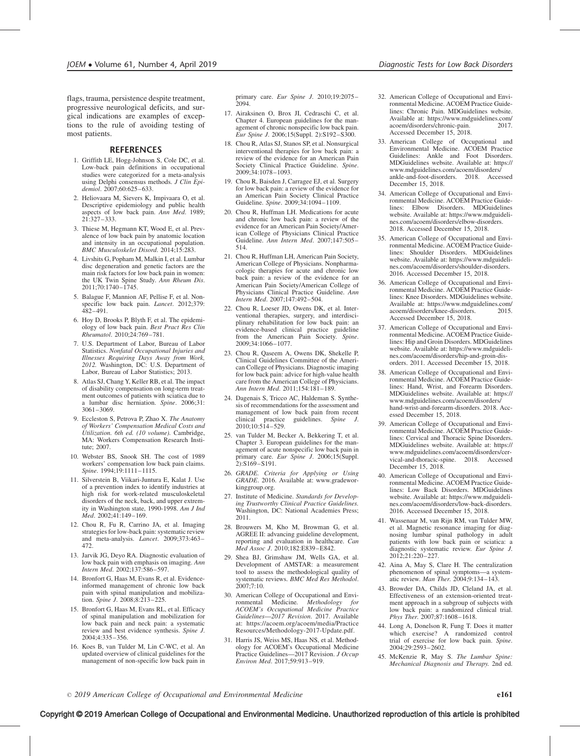flags, trauma, persistence despite treatment, progressive neurological deficits, and surgical indications are examples of exceptions to the rule of avoiding testing of most patients.

## REFERENCES

1. Griffith LE, Hogg-Johnson S, Cole DC, et al. Low-back pain definitions in occupational studies were categorized for a meta-analysis using Delphi consensus methods. *J Clin Epidemiol*. 2007;60:625–633.
2. Heliovaara M, Sievers K, Impivaara O, et al. Descriptive epidemiology and public health aspects of low back pain. *Ann Med*. 1989; 21:327–333.
3. Thiese M, Hegmann KT, Wood E, et al. Prevalence of low back pain by anatomic location and intensity in an occupational population. *BMC Musculoskelet Disord*. 2014;15:283.
4. Livshits G, Popham M, Malkin I, et al. Lumbar disc degeneration and genetic factors are the main risk factors for low back pain in women: the UK Twin Spine Study. *Ann Rheum Dis*. 2011;70:1740–1745.
5. Balague F, Mannion AF, Pellise F, et al. Non-specific low back pain. *Lancet*. 2012;379: 482–491.
6. Hoy D, Brooks P, Blyth F, et al. The epidemiology of low back pain. *Best Pract Res Clin Rheumatol*. 2010;24:769–781.
7. U.S. Department of Labor, Bureau of Labor Statistics. *Nonfatal Occupational Injuries and Illnesses Requiring Days Away from Work, 2012*. Washington, DC: U.S. Department of Labor, Bureau of Labor Statistics; 2013.
8. Atlas SJ, Chang Y, Keller RB, et al. The impact of disability compensation on long-term treatment outcomes of patients with sciatica due to a lumbar disc herniation. *Spine*. 2006;31: 3061–3069.
9. Eccleston S, Petrova P, Zhao X. *The Anatomy of Workers' Compensation Medical Costs and Utilization. 6th ed. (10 volume)*. Cambridge, MA: Workers Compensation Research Institute; 2007.
10. Webster BS, Snook SH. The cost of 1989 workers' compensation low back pain claims. *Spine*. 1994;19:1111–1115.
11. Silverstein B, Viikari-Juntura E, Kalat J. Use of a prevention index to identify industries at high risk for work-related musculoskeletal disorders of the neck, back, and upper extremity in Washington state, 1990-1998. *Am J Ind Med*. 2002;41:149–169.
12. Chou R, Fu R, Carrino JA, et al. Imaging strategies for low-back pain: systematic review and meta-analysis. *Lancet*. 2009;373:463–472.
13. Jarvik JG, Deyo RA. Diagnostic evaluation of low back pain with emphasis on imaging. *Ann Intern Med*. 2002;137:586–597.
14. Bronfort G, Haas M, Evans R, et al. Evidence-informed management of chronic low back pain with spinal manipulation and mobilization. *Spine J*. 2008;8:213–225.
15. Bronfort G, Haas M, Evans RL, et al. Efficacy of spinal manipulation and mobilization for low back pain and neck pain: a systematic review and best evidence synthesis. *Spine J*. 2004;4:335–356.
16. Koes B, van Tulder M, Lin C-WC, et al. An updated overview of clinical guidelines for the management of non-specific low back pain in primary care. *Eur Spine J*. 2010;19:2075–2094.
17. Airaksinen O, Brox JI, Cedraschi C, et al. Chapter 4. European guidelines for the management of chronic nonspecific low back pain. *Eur Spine J*. 2006;15(Suppl. 2):S192–S300.
18. Chou R, Atlas SJ, Stanos SP, et al. Nonsurgical interventional therapies for low back pain: a review of the evidence for an American Pain Society Clinical Practice Guideline. *Spine*. 2009;34:1078–1093.
19. Chou R, Baisden J, Carragee EJ, et al. Surgery for low back pain: a review of the evidence for an American Pain Society Clinical Practice Guideline. *Spine*. 2009;34:1094–1109.
20. Chou R, Huffman LH. Medications for acute and chronic low back pain: a review of the evidence for an American Pain Society/American College of Physicians Clinical Practice Guideline. *Ann Intern Med*. 2007;147:505–514.
21. Chou R, Huffman LH, American Pain Society, American College of Physicians. Nonpharmacologic therapies for acute and chronic low back pain: a review of the evidence for an American Pain Society/American College of Physicians Clinical Practice Guideline. *Ann Intern Med*. 2007;147:492–504.
22. Chou R, Loeser JD, Owens DK, et al. Interventional therapies, surgery, and interdisciplinary rehabilitation for low back pain: an evidence-based clinical practice guideline from the American Pain Society. *Spine*. 2009;34:1066–1077.
23. Chou R, Qaseem A, Owens DK, Shekelle P, Clinical Guidelines Committee of the American College of Physicians. Diagnostic imaging for low back pain: advice for high-value health care from the American College of Physicians. *Ann Intern Med*. 2011;154:181–189.
24. Dagenais S, Tricco AC, Haldeman S. Synthesis of recommendations for the assessment and management of low back pain from recent clinical practice guidelines. *Spine J*. 2010;10:514–529.
25. van Tulder M, Becker A, Bekkering T, et al. Chapter 3. European guidelines for the management of acute nonspecific low back pain in primary care. *Eur Spine J*. 2006;15(Suppl. 2):S169–S191.
26. *GRADE. Criteria for Applying or Using GRADE*. 2016. Available at: www.gradeworkinggroup.org.
27. Institute of Medicine. *Standards for Developing Trustworthy Clinical Practice Guidelines*. Washington, DC: National Academies Press; 2011.
28. Brouwers M, Kho M, Browman G, et al. AGREE II: advancing guideline development, reporting and evaluation in healthcare. *Can Med Assoc J*. 2010;182:E839–E842.
29. Shea BJ, Grimshaw JM, Wells GA, et al. Development of AMSTAR: a measurement tool to assess the methodological quality of systematic reviews. *BMC Med Res Methodol*. 2007;7:10.
30. American College of Occupational and Environmental Medicine. *Methodology for ACOEM's Occupational Medicine Practice Guidelines—2017 Revision*. 2017. Available at: https://acoem.org/acoem/media/PracticeResources/Methodology-2017-Update.pdf.
31. Harris JS, Weiss MS, Haas NS, et al. Methodology for ACOEM's Occupational Medicine Practice Guidelines—2017 Revision. *J Occup Environ Med*. 2017;59:913–919.
32. American College of Occupational and Environmental Medicine. ACOEM Practice Guidelines: Chronic Pain. MDGuidelines website. Available at: https://www.mdguidelines.com/acoem/disorders/chronic-pain. 2017. Accessed December 15, 2018.
33. American College of Occupational and Environmental Medicine. ACOEM Practice Guidelines: Ankle and Foot Disorders. MDGuidelines website. Available at: https://www.mdguidelines.com/acoem/disorders/ankle-and-foot-disorders. 2018. Accessed December 15, 2018.
34. American College of Occupational and Environmental Medicine. ACOEM Practice Guidelines: Elbow Disorders. MDGuidelines website. Available at: https://www.mdguidelines.com/acoem/disorders/elbow-disorders. 2018. Accessed December 15, 2018.
35. American College of Occupational and Environmental Medicine. ACOEM Practice Guidelines: Shoulder Disorders. MDGuidelines website. Available at: https://www.mdguidelines.com/acoem/disorders/shoulder-disorders. 2016. Accessed December 15, 2018.
36. American College of Occupational and Environmental Medicine. ACOEM Practice Guidelines: Knee Disorders. MDGuidelines website. Available at: https://www.mdguidelines.com/acoem/disorders/knee-disorders. 2015. Accessed December 15, 2018.
37. American College of Occupational and Environmental Medicine. ACOEM Practice Guidelines: Hip and Groin Disorders. MDGuidelines website. Available at: https://www.mdguidelines.com/acoem/disorders/hip-and-groin-disorders. 2011. Accessed December 15, 2018.
38. American College of Occupational and Environmental Medicine. ACOEM Practice Guidelines: Hand, Wrist, and Forearm Disorders. MDGuidelines website. Available at: https://www.mdguidelines.com/acoem/disorders/hand-wrist-and-forearm-disorders. 2018. Accessed December 15, 2018.
39. American College of Occupational and Environmental Medicine. ACOEM Practice Guidelines: Cervical and Thoracic Spine Disorders. MDGuidelines website. Available at: https://www.mdguidelines.com/acoem/disorders/cervical-and-thoracic-spine. 2018. Accessed December 15, 2018.
40. American College of Occupational and Environmental Medicine. ACOEM Practice Guidelines: Low Back Disorders. MDGuidelines website. Available at: https://www.mdguidelines.com/acoem/disorders/low-back-disorders. 2016. Accessed December 15, 2018.
41. Wassenaar M, van Rijn RM, van Tulder MW, et al. Magnetic resonance imaging for diagnosing lumbar spinal pathology in adult patients with low back pain or sciatica: a diagnostic systematic review. *Eur Spine J*. 2012;21:220–227.
42. Aina A, May S, Clare H. The centralization phenomenon of spinal symptoms—a systematic review. *Man Ther*. 2004;9:134–143.
43. Browder DA, Childs JD, Cleland JA, et al. Effectiveness of an extension-oriented treatment approach in a subgroup of subjects with low back pain: a randomized clinical trial. *Phys Ther*. 2007;87:1608–1618.
44. Long A, Donelson R, Fung T. Does it matter which exercise? A randomized control trial of exercise for low back pain. *Spine*. 2004;29:2593–2602.
45. McKenzie R, May S. *The Lumbar Spine: Mechanical Diagnosis and Therapy*. 2nd ed.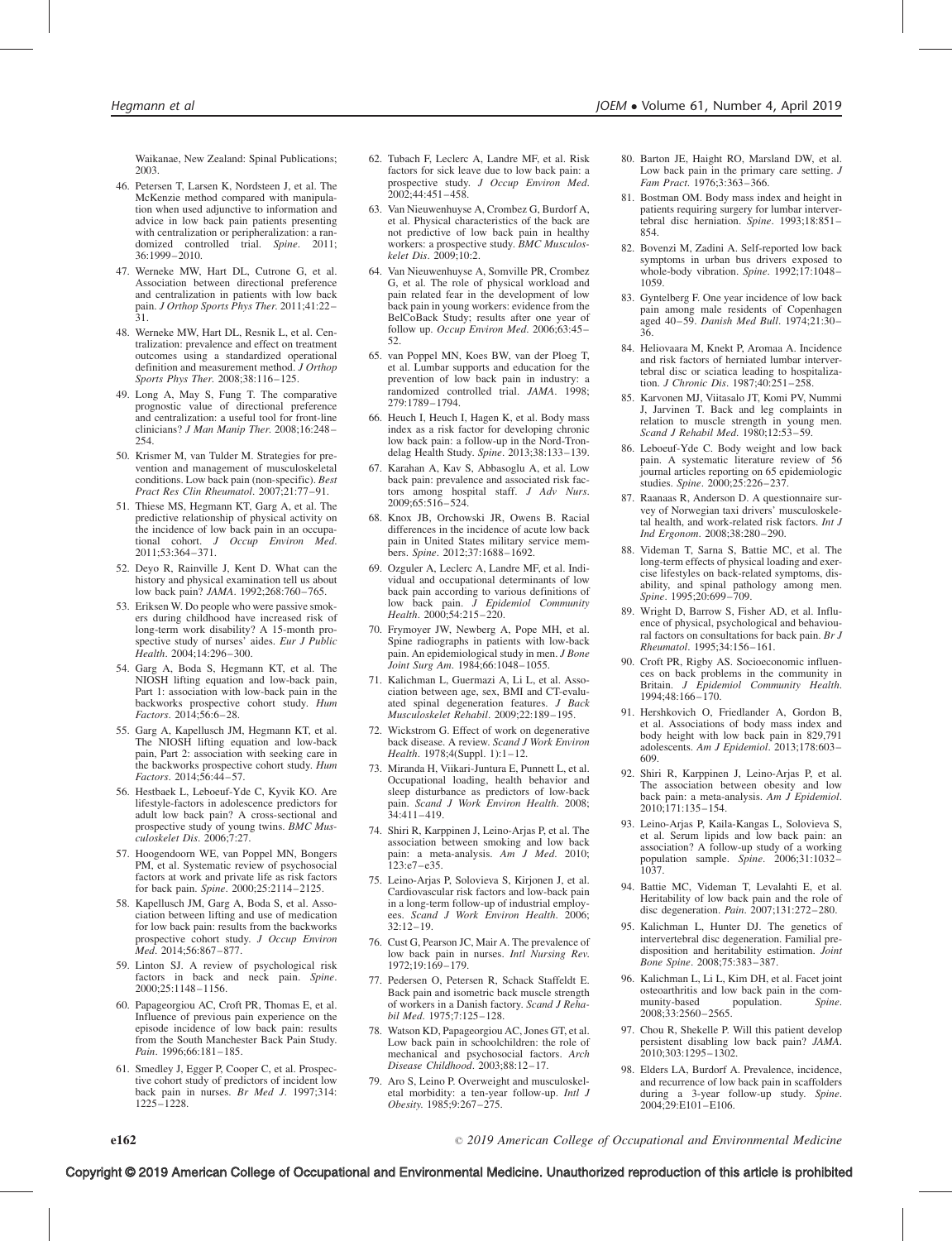Waikanae, New Zealand: Spinal Publications; 2003.

46. Petersen T, Larsen K, Nordsteen J, et al. The McKenzie method compared with manipulation when used adjunctive to information and advice in low back pain patients presenting with centralization or peripheralization: a randomized controlled trial. *Spine*. 2011; 36:1999–2010.

47. Werneke MW, Hart DL, Cutrone G, et al. Association between directional preference and centralization in patients with low back pain. *J Orthop Sports Phys Ther*. 2011;41:22–31.

48. Werneke MW, Hart DL, Resnik L, et al. Centralization: prevalence and effect on treatment outcomes using a standardized operational definition and measurement method. *J Orthop Sports Phys Ther*. 2008;38:116–125.

49. Long A, May S, Fung T. The comparative prognostic value of directional preference and centralization: a useful tool for front-line clinicians? *J Man Manip Ther*. 2008;16:248–254.

50. Krismer M, van Tulder M. Strategies for prevention and management of musculoskeletal conditions. Low back pain (non-specific). *Best Pract Res Clin Rheumatol*. 2007;21:77–91.

51. Thiese MS, Hegmann KT, Garg A, et al. The predictive relationship of physical activity on the incidence of low back pain in an occupational cohort. *J Occup Environ Med*. 2011;53:364–371.

52. Deyo R, Rainville J, Kent D. What can the history and physical examination tell us about low back pain? *JAMA*. 1992;268:760–765.

53. Eriksen W. Do people who were passive smokers during childhood have increased risk of long-term work disability? A 15-month prospective study of nurses' aides. *Eur J Public Health*. 2004;14:296–300.

54. Garg A, Boda S, Hegmann KT, et al. The NIOSH lifting equation and low-back pain, Part 1: association with low-back pain in the backworks prospective cohort study. *Hum Factors*. 2014;56:6–28.

55. Garg A, Kapellusch JM, Hegmann KT, et al. The NIOSH lifting equation and low-back pain, Part 2: association with seeking care in the backworks prospective cohort study. *Hum Factors*. 2014;56:44–57.

56. Hestbaek L, Leboeuf-Yde C, Kyvik KO. Are lifestyle-factors in adolescence predictors for adult low back pain? A cross-sectional and prospective study of young twins. *BMC Musculoskelet Dis*. 2006;7:27.

57. Hoogendoorn WE, van Poppel MN, Bongers PM, et al. Systematic review of psychosocial factors at work and private life as risk factors for back pain. *Spine*. 2000;25:2114–2125.

58. Kapellusch JM, Garg A, Boda S, et al. Association between lifting and use of medication for low back pain: results from the backworks prospective cohort study. *J Occup Environ Med*. 2014;56:867–877.

59. Linton SJ. A review of psychological risk factors in back and neck pain. *Spine*. 2000;25:1148–1156.

60. Papageorgiou AC, Croft PR, Thomas E, et al. Influence of previous pain experience on the episode incidence of low back pain: results from the South Manchester Back Pain Study. *Pain*. 1996;66:181–185.

61. Smedley J, Egger P, Cooper C, et al. Prospective cohort study of predictors of incident low back pain in nurses. *Br Med J*. 1997;314: 1225–1228.

62. Tubach F, Leclerc A, Landre MF, et al. Risk factors for sick leave due to low back pain: a prospective study. *J Occup Environ Med*. 2002;44:451–458.

63. Van Nieuwenhuyse A, Crombez G, Burdorf A, et al. Physical characteristics of the back are not predictive of low back pain in healthy workers: a prospective study. *BMC Musculoskelet Dis*. 2009;10:2.

64. Van Nieuwenhuyse A, Somville PR, Crombez G, et al. The role of physical workload and pain related fear in the development of low back pain in young workers: evidence from the BelCoBack Study; results after one year of follow up. *Occup Environ Med*. 2006;63:45–52.

65. van Poppel MN, Koes BW, van der Ploeg T, et al. Lumbar supports and education for the prevention of low back pain in industry: a randomized controlled trial. *JAMA*. 1998; 279:1789–1794.

66. Heuch I, Heuch I, Hagen K, et al. Body mass index as a risk factor for developing chronic low back pain: a follow-up in the Nord-Trondelag Health Study. *Spine*. 2013;38:133–139.

67. Karahan A, Kav S, Abbasoglu A, et al. Low back pain: prevalence and associated risk factors among hospital staff. *J Adv Nurs*. 2009;65:516–524.

68. Knox JB, Orchowski JR, Owens B. Racial differences in the incidence of acute low back pain in United States military service members. *Spine*. 2012;37:1688–1692.

69. Ozguler A, Leclerc A, Landre MF, et al. Individual and occupational determinants of low back pain according to various definitions of low back pain. *J Epidemiol Community Health*. 2000;54:215–220.

70. Frymoyer JW, Newberg A, Pope MH, et al. Spine radiographs in patients with low-back pain. An epidemiological study in men. *J Bone Joint Surg Am*. 1984;66:1048–1055.

71. Kalichman L, Guermazi A, Li L, et al. Association between age, sex, BMI and CT-evaluated spinal degeneration features. *J Back Musculoskelet Rehabil*. 2009;22:189–195.

72. Wickstrom G. Effect of work on degenerative back disease. A review. *Scand J Work Environ Health*. 1978;4(Suppl. 1):1–12.

73. Miranda H, Viikari-Juntura E, Punnett L, et al. Occupational loading, health behavior and sleep disturbance as predictors of low-back pain. *Scand J Work Environ Health*. 2008; 34:411–419.

74. Shiri R, Karppinen J, Leino-Arjas P, et al. The association between smoking and low back pain: a meta-analysis. *Am J Med*. 2010; 123:e7–e35.

75. Leino-Arjas P, Solovieva S, Kirjonen J, et al. Cardiovascular risk factors and low-back pain in a long-term follow-up of industrial employees. *Scand J Work Environ Health*. 2006; 32:12–19.

76. Cust G, Pearson JC, Mair A. The prevalence of low back pain in nurses. *Intl Nursing Rev*. 1972;19:169–179.

77. Pedersen O, Petersen R, Schack Staffeldt E. Back pain and isometric back muscle strength of workers in a Danish factory. *Scand J Rehabil Med*. 1975;7:125–128.

78. Watson KD, Papageorgiou AC, Jones GT, et al. Low back pain in schoolchildren: the role of mechanical and psychosocial factors. *Arch Disease Childhood*. 2003;88:12–17.

79. Aro S, Leino P. Overweight and musculoskeletal morbidity: a ten-year follow-up. *Intl J Obesity*. 1985;9:267–275.

80. Barton JE, Haight RO, Marsland DW, et al. Low back pain in the primary care setting. *J Fam Pract*. 1976;3:363–366.

81. Bostman OM. Body mass index and height in patients requiring surgery for lumbar intervertebral disc herniation. *Spine*. 1993;18:851–854.

82. Bovenzi M, Zadini A. Self-reported low back symptoms in urban bus drivers exposed to whole-body vibration. *Spine*. 1992;17:1048–1059.

83. Gyntelberg F. One year incidence of low back pain among male residents of Copenhagen aged 40–59. *Danish Med Bull*. 1974;21:30–36.

84. Heliovaara M, Knekt P, Aromaa A. Incidence and risk factors of herniated lumbar intervertebral disc or sciatica leading to hospitalization. *J Chronic Dis*. 1987;40:251–258.

85. Karvonen MJ, Viitasalo JT, Komi PV, Nummi J, Jarvinen T. Back and leg complaints in relation to muscle strength in young men. *Scand J Rehabil Med*. 1980;12:53–59.

86. Leboeuf-Yde C. Body weight and low back pain. A systematic literature review of 56 journal articles reporting on 65 epidemiologic studies. *Spine*. 2000;25:226–237.

87. Raanaas R, Anderson D. A questionnaire survey of Norwegian taxi drivers' musculoskeletal health, and work-related risk factors. *Int J Ind Ergonom*. 2008;38:280–290.

88. Videman T, Sarna S, Battie MC, et al. The long-term effects of physical loading and exercise lifestyles on back-related symptoms, disability, and spinal pathology among men. *Spine*. 1995;20:699–709.

89. Wright D, Barrow S, Fisher AD, et al. Influence of physical, psychological and behavioural factors on consultations for back pain. *Br J Rheumatol*. 1995;34:156–161.

90. Croft PR, Rigby AS. Socioeconomic influences on back problems in the community in Britain. *J Epidemiol Community Health*. 1994;48:166–170.

91. Hershkovich O, Friedlander A, Gordon B, et al. Associations of body mass index and body height with low back pain in 829,791 adolescents. *Am J Epidemiol*. 2013;178:603–609.

92. Shiri R, Karppinen J, Leino-Arjas P, et al. The association between obesity and low back pain: a meta-analysis. *Am J Epidemiol*. 2010;171:135–154.

93. Leino-Arjas P, Kaila-Kangas L, Solovieva S, et al. Serum lipids and low back pain: an association? A follow-up study of a working population sample. *Spine*. 2006;31:1032–1037.

94. Battie MC, Videman T, Levalahti E, et al. Heritability of low back pain and the role of disc degeneration. *Pain*. 2007;131:272–280.

95. Kalichman L, Hunter DJ. The genetics of intervertebral disc degeneration. Familial predisposition and heritability estimation. *Joint Bone Spine*. 2008;75:383–387.

96. Kalichman L, Li L, Kim DH, et al. Facet joint osteoarthritis and low back pain in the community-based population. *Spine*. 2008;33:2560–2565.

97. Chou R, Shekelle P. Will this patient develop persistent disabling low back pain? *JAMA*. 2010;303:1295–1302.

98. Elders LA, Burdorf A. Prevalence, incidence, and recurrence of low back pain in scaffolders during a 3-year follow-up study. *Spine*. 2004;29:E101–E106.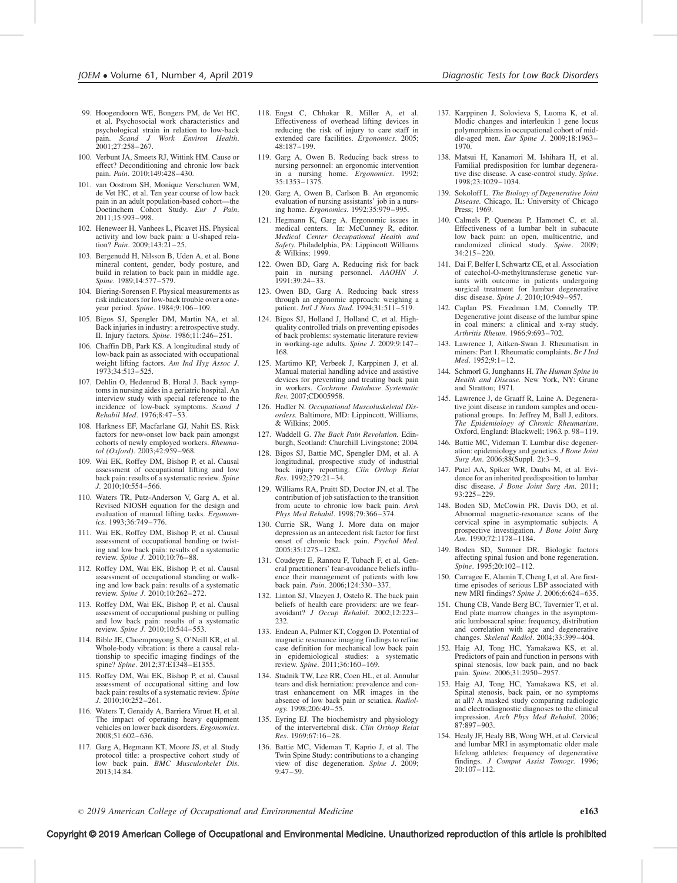99. Hoogendoorn WE, Bongers PM, de Vet HC, et al. Psychosocial work characteristics and psychological strain in relation to low-back pain. *Scand J Work Environ Health*. 2001;27:258–267.
100. Verbunt JA, Smeets RJ, Wittink HM. Cause or effect? Deconditioning and chronic low back pain. *Pain*. 2010;149:428–430.
101. van Oostrom SH, Monique Verschuren WM, de Vet HC, et al. Ten year course of low back pain in an adult population-based cohort—the Doetinchem Cohort Study. *Eur J Pain*. 2011;15:993–998.
102. Heneweer H, Vanhees L, Picavet HS. Physical activity and low back pain: a U-shaped relation? *Pain*. 2009;143:21–25.
103. Bergenudd H, Nilsson B, Uden A, et al. Bone mineral content, gender, body posture, and build in relation to back pain in middle age. *Spine*. 1989;14:577–579.
104. Biering-Sorensen F. Physical measurements as risk indicators for low-back trouble over a one-year period. *Spine*. 1984;9:106–109.
105. Bigos SJ, Spengler DM, Martin NA, et al. Back injuries in industry: a retrospective study. II. Injury factors. *Spine*. 1986;11:246–251.
106. Chaffin DB, Park KS. A longitudinal study of low-back pain as associated with occupational weight lifting factors. *Am Ind Hyg Assoc J*. 1973;34:513–525.
107. Dehlin O, Hedenrud B, Horal J. Back symptoms in nursing aides in a geriatric hospital. An interview study with special reference to the incidence of low-back symptoms. *Scand J Rehabil Med*. 1976;8:47–53.
108. Harkness EF, Macfarlane GJ, Nahit ES. Risk factors for new-onset low back pain amongst cohorts of newly employed workers. *Rheumatol (Oxford)*. 2003;42:959–968.
109. Wai EK, Roffey DM, Bishop P, et al. Causal assessment of occupational lifting and low back pain: results of a systematic review. *Spine J*. 2010;10:554–566.
110. Waters TR, Putz-Anderson V, Garg A, et al. Revised NIOSH equation for the design and evaluation of manual lifting tasks. *Ergonomics*. 1993;36:749–776.
111. Wai EK, Roffey DM, Bishop P, et al. Causal assessment of occupational bending or twisting and low back pain: results of a systematic review. *Spine J*. 2010;10:76–88.
112. Roffey DM, Wai EK, Bishop P, et al. Causal assessment of occupational standing or walking and low back pain: results of a systematic review. *Spine J*. 2010;10:262–272.
113. Roffey DM, Wai EK, Bishop P, et al. Causal assessment of occupational pushing or pulling and low back pain: results of a systematic review. *Spine J*. 2010;10:544–553.
114. Bible JE, Choemprayong S, O'Neill KR, et al. Whole-body vibration: is there a causal relationship to specific imaging findings of the spine? *Spine*. 2012;37:E1348–E1355.
115. Roffey DM, Wai EK, Bishop P, et al. Causal assessment of occupational sitting and low back pain: results of a systematic review. *Spine J*. 2010;10:252–261.
116. Waters T, Genaidy A, Barriera Viruet H, et al. The impact of operating heavy equipment vehicles on lower back disorders. *Ergonomics*. 2008;51:602–636.
117. Garg A, Hegmann KT, Moore JS, et al. Study protocol title: a prospective cohort study of low back pain. *BMC Musculoskelet Dis*. 2013;14:84.
118. Engst C, Chhokar R, Miller A, et al. Effectiveness of overhead lifting devices in reducing the risk of injury to care staff in extended care facilities. *Ergonomics*. 2005; 48:187–199.
119. Garg A, Owen B. Reducing back stress to nursing personnel: an ergonomic intervention in a nursing home. *Ergonomics*. 1992; 35:1353–1375.
120. Garg A, Owen B, Carlson B. An ergonomic evaluation of nursing assistants' job in a nursing home. *Ergonomics*. 1992;35:979–995.
121. Hegmann K, Garg A. Ergonomic issues in medical centers. In: McCunney R, editor. *Medical Center Occupational Health and Safety*. Philadelphia, PA: Lippincott Williams & Wilkins; 1999.
122. Owen BD, Garg A. Reducing risk for back pain in nursing personnel. *AAOHN J*. 1991;39:24–33.
123. Owen BD, Garg A. Reducing back stress through an ergonomic approach: weighing a patient. *Intl J Nurs Stud*. 1994;31:511–519.
124. Bigos SJ, Holland J, Holland C, et al. High-quality controlled trials on preventing episodes of back problems: systematic literature review in working-age adults. *Spine J*. 2009;9:147–168.
125. Martimo KP, Verbeek J, Karppinen J, et al. Manual material handling advice and assistive devices for preventing and treating back pain in workers. *Cochrane Database Systematic Rev*. 2007;CD005958.
126. Hadler N. *Occupational Muscoluskeletal Disorders*. Baltimore, MD: Lippincott, Williams, & Wilkins; 2005.
127. Waddell G. *The Back Pain Revolution*. Edinburgh, Scotland: Churchill Livingstone; 2004.
128. Bigos SJ, Battie MC, Spengler DM, et al. A longitudinal, prospective study of industrial back injury reporting. *Clin Orthop Relat Res*. 1992;279:21–34.
129. Williams RA, Pruitt SD, Doctor JN, et al. The contribution of job satisfaction to the transition from acute to chronic low back pain. *Arch Phys Med Rehabil*. 1998;79:366–374.
130. Currie SR, Wang J. More data on major depression as an antecedent risk factor for first onset of chronic back pain. *Psychol Med*. 2005;35:1275–1282.
131. Coudeyre E, Rannou F, Tubach F, et al. General practitioners' fear-avoidance beliefs influence their management of patients with low back pain. *Pain*. 2006;124:330–337.
132. Linton SJ, Vlaeyen J, Ostelo R. The back pain beliefs of health care providers: are we fear-avoidant? *J Occup Rehabil*. 2002;12:223–232.
133. Endean A, Palmer KT, Coggon D. Potential of magnetic resonance imaging findings to refine case definition for mechanical low back pain in epidemiological studies: a systematic review. *Spine*. 2011;36:160–169.
134. Stadnik TW, Lee RR, Coen HL, et al. Annular tears and disk herniation: prevalence and contrast enhancement on MR images in the absence of low back pain or sciatica. *Radiology*. 1998;206:49–55.
135. Eyring EJ. The biochemistry and physiology of the intervertebral disk. *Clin Orthop Relat Res*. 1969;67:16–28.
136. Battie MC, Videman T, Kaprio J, et al. The Twin Spine Study: contributions to a changing view of disc degeneration. *Spine J*. 2009; 9:47–59.
137. Karppinen J, Solovieva S, Luoma K, et al. Modic changes and interleukin 1 gene locus polymorphisms in occupational cohort of middle-aged men. *Eur Spine J*. 2009;18:1963–1970.
138. Matsui H, Kanamori M, Ishihara H, et al. Familial predisposition for lumbar degenerative disc disease. A case-control study. *Spine*. 1998;23:1029–1034.
139. Sokoloff L. *The Biology of Degenerative Joint Disease*. Chicago, IL: University of Chicago Press; 1969.
140. Calmels P, Queneau P, Hamonet C, et al. Effectiveness of a lumbar belt in subacute low back pain: an open, multicentric, and randomized clinical study. *Spine*. 2009; 34:215–220.
141. Dai F, Belfer I, Schwartz CE, et al. Association of catechol-O-methyltransferase genetic variants with outcome in patients undergoing surgical treatment for lumbar degenerative disc disease. *Spine J*. 2010;10:949–957.
142. Caplan PS, Freedman LM, Connelly TP. Degenerative joint disease of the lumbar spine in coal miners: a clinical and x-ray study. *Arthritis Rheum*. 1966;9:693–702.
143. Lawrence J, Aitken-Swan J. Rheumatism in miners: Part 1. Rheumatic complaints. *Br J Ind Med*. 1952;9:1–12.
144. Schmorl G, Junghanns H. *The Human Spine in Health and Disease*. New York, NY: Grune and Stratton; 1971.
145. Lawrence J, de Graaff R, Laine A. Degenerative joint disease in random samples and occupational groups. In: Jeffrey M, Ball J, editors. *The Epidemiology of Chronic Rheumatism*. Oxford, England: Blackwell; 1963. p. 98–119.
146. Battie MC, Videman T. Lumbar disc degeneration: epidemiology and genetics. *J Bone Joint Surg Am*. 2006;88(Suppl. 2):3–9.
147. Patel AA, Spiker WR, Daubs M, et al. Evidence for an inherited predisposition to lumbar disc disease. *J Bone Joint Surg Am*. 2011; 93:225–229.
148. Boden SD, McCowin PR, Davis DO, et al. Abnormal magnetic-resonance scans of the cervical spine in asymptomatic subjects. A prospective investigation. *J Bone Joint Surg Am*. 1990;72:1178–1184.
149. Boden SD, Sumner DR. Biologic factors affecting spinal fusion and bone regeneration. *Spine*. 1995;20:102–112.
150. Carragee E, Alamin T, Cheng I, et al. Are first-time episodes of serious LBP associated with new MRI findings? *Spine J*. 2006;6:624–635.
151. Chung CB, Vande Berg BC, Tavernier T, et al. End plate marrow changes in the asymptomatic lumbosacral spine: frequency, distribution and correlation with age and degenerative changes. *Skeletal Radiol*. 2004;33:399–404.
152. Haig AJ, Tong HC, Yamakawa KS, et al. Predictors of pain and function in persons with spinal stenosis, low back pain, and no back pain. *Spine*. 2006;31:2950–2957.
153. Haig AJ, Tong HC, Yamakawa KS, et al. Spinal stenosis, back pain, or no symptoms at all? A masked study comparing radiologic and electrodiagnostic diagnoses to the clinical impression. *Arch Phys Med Rehabil*. 2006; 87:897–903.
154. Healy JF, Healy BB, Wong WH, et al. Cervical and lumbar MRI in asymptomatic older male lifelong athletes: frequency of degenerative findings. *J Comput Assist Tomogr*. 1996; 20:107–112.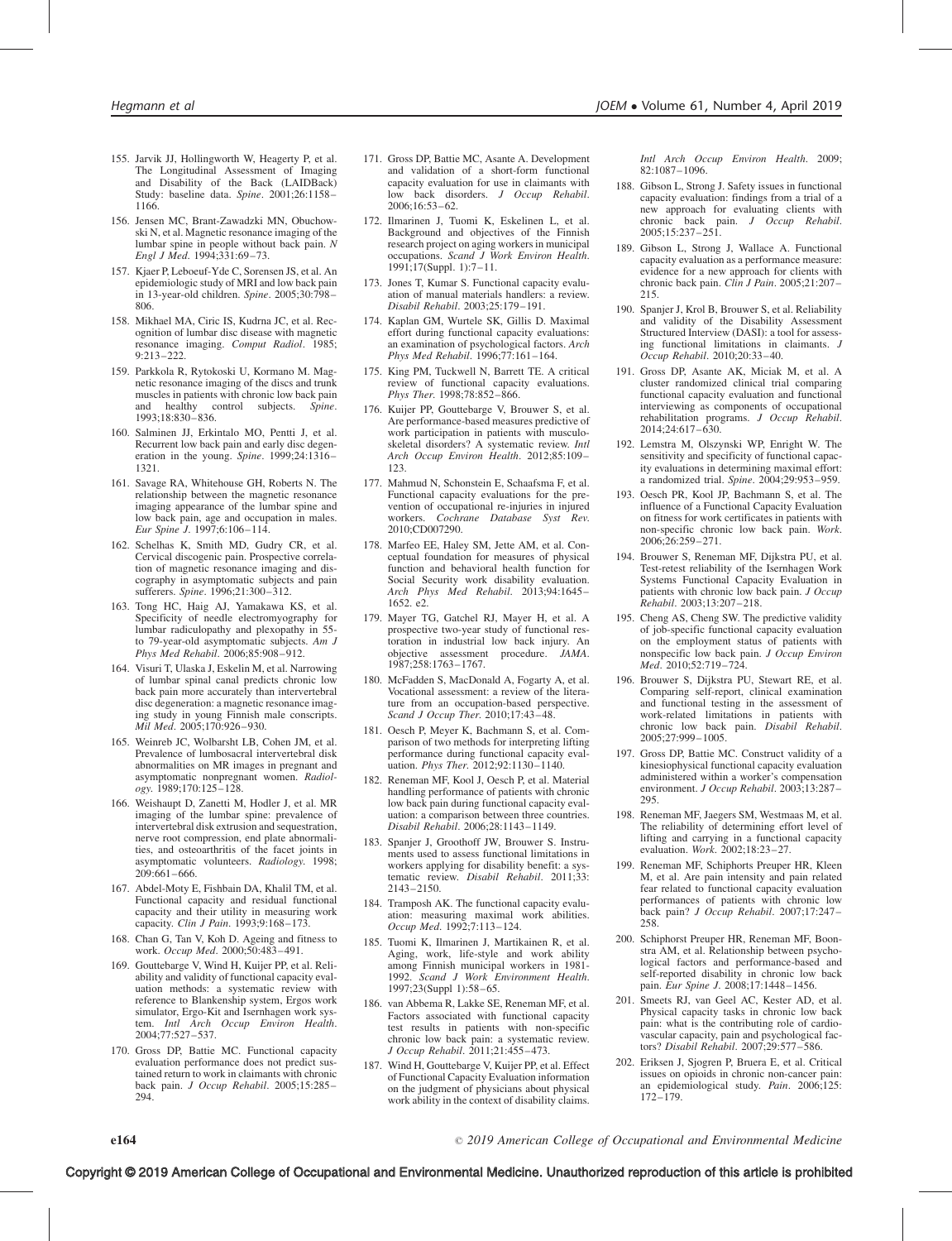155. Jarvik JJ, Hollingworth W, Heagerty P, et al. The Longitudinal Assessment of Imaging and Disability of the Back (LAIDBack) Study: baseline data. *Spine*. 2001;26:1158–1166.
156. Jensen MC, Brant-Zawadzki MN, Obuchowski N, et al. Magnetic resonance imaging of the lumbar spine in people without back pain. *N Engl J Med*. 1994;331:69–73.
157. Kjaer P, Leboeuf-Yde C, Sorensen JS, et al. An epidemiologic study of MRI and low back pain in 13-year-old children. *Spine*. 2005;30:798–806.
158. Mikhael MA, Ciric IS, Kudrna JC, et al. Recognition of lumbar disc disease with magnetic resonance imaging. *Comput Radiol*. 1985; 9:213–222.
159. Parkkola R, Rytokoski U, Kormano M. Magnetic resonance imaging of the discs and trunk muscles in patients with chronic low back pain and healthy control subjects. *Spine*. 1993;18:830–836.
160. Salminen JJ, Erkintalo MO, Pentti J, et al. Recurrent low back pain and early disc degeneration in the young. *Spine*. 1999;24:1316–1321.
161. Savage RA, Whitehouse GH, Roberts N. The relationship between the magnetic resonance imaging appearance of the lumbar spine and low back pain, age and occupation in males. *Eur Spine J*. 1997;6:106–114.
162. Schelhas K, Smith MD, Gudry CR, et al. Cervical discogenic pain. Prospective correlation of magnetic resonance imaging and discography in asymptomatic subjects and pain sufferers. *Spine*. 1996;21:300–312.
163. Tong HC, Haig AJ, Yamakawa KS, et al. Specificity of needle electromyography for lumbar radiculopathy and plexopathy in 55- to 79-year-old asymptomatic subjects. *Am J Phys Med Rehabil*. 2006;85:908–912.
164. Visuri T, Ulaska J, Eskelin M, et al. Narrowing of lumbar spinal canal predicts chronic low back pain more accurately than intervertebral disc degeneration: a magnetic resonance imaging study in young Finnish male conscripts. *Mil Med*. 2005;170:926–930.
165. Weinreb JC, Wolbarsht LB, Cohen JM, et al. Prevalence of lumbosacral intervertebral disk abnormalities on MR images in pregnant and asymptomatic nonpregnant women. *Radiology*. 1989;170:125–128.
166. Weishaupt D, Zanetti M, Hodler J, et al. MR imaging of the lumbar spine: prevalence of intervertebral disk extrusion and sequestration, nerve root compression, end plate abnormalities, and osteoarthritis of the facet joints in asymptomatic volunteers. *Radiology*. 1998; 209:661–666.
167. Abdel-Moty E, Fishbain DA, Khalil TM, et al. Functional capacity and residual functional capacity and their utility in measuring work capacity. *Clin J Pain*. 1993;9:168–173.
168. Chan G, Tan V, Koh D. Ageing and fitness to work. *Occup Med*. 2000;50:483–491.
169. Gouttebarge V, Wind H, Kuijer PP, et al. Reliability and validity of functional capacity evaluation methods: a systematic review with reference to Blankenship system, Ergos work simulator, Ergo-Kit and Isernhagen work system. *Intl Arch Occup Environ Health*. 2004;77:527–537.
170. Gross DP, Battie MC. Functional capacity evaluation performance does not predict sustained return to work in claimants with chronic back pain. *J Occup Rehabil*. 2005;15:285–294.
171. Gross DP, Battie MC, Asante A. Development and validation of a short-form functional capacity evaluation for use in claimants with low back disorders. *J Occup Rehabil*. 2006;16:53–62.
172. Ilmarinen J, Tuomi K, Eskelinen L, et al. Background and objectives of the Finnish research project on aging workers in municipal occupations. *Scand J Work Environ Health*. 1991;17(Suppl. 1):7–11.
173. Jones T, Kumar S. Functional capacity evaluation of manual materials handlers: a review. *Disabil Rehabil*. 2003;25:179–191.
174. Kaplan GM, Wurtele SK, Gillis D. Maximal effort during functional capacity evaluations: an examination of psychological factors. *Arch Phys Med Rehabil*. 1996;77:161–164.
175. King PM, Tuckwell N, Barrett TE. A critical review of functional capacity evaluations. *Phys Ther*. 1998;78:852–866.
176. Kuijer PP, Gouttebarge V, Brouwer S, et al. Are performance-based measures predictive of work participation in patients with musculoskeletal disorders? A systematic review. *Intl Arch Occup Environ Health*. 2012;85:109–123.
177. Mahmud N, Schonstein E, Schaafsma F, et al. Functional capacity evaluations for the prevention of occupational re-injuries in injured workers. *Cochrane Database Syst Rev*. 2010;CD007290.
178. Marfeo EE, Haley SM, Jette AM, et al. Conceptual foundation for measures of physical function and behavioral health function for Social Security work disability evaluation. *Arch Phys Med Rehabil*. 2013;94:1645–1652. e2.
179. Mayer TG, Gatchel RJ, Mayer H, et al. A prospective two-year study of functional restoration in industrial low back injury. An objective assessment procedure. *JAMA*. 1987;258:1763–1767.
180. McFadden S, MacDonald A, Fogarty A, et al. Vocational assessment: a review of the literature from an occupation-based perspective. *Scand J Occup Ther*. 2010;17:43–48.
181. Oesch P, Meyer K, Bachmann S, et al. Comparison of two methods for interpreting lifting performance during functional capacity evaluation. *Phys Ther*. 2012;92:1130–1140.
182. Reneman MF, Kool J, Oesch P, et al. Material handling performance of patients with chronic low back pain during functional capacity evaluation: a comparison between three countries. *Disabil Rehabil*. 2006;28:1143–1149.
183. Spanjer J, Groothoff JW, Brouwer S. Instruments used to assess functional limitations in workers applying for disability benefit: a systematic review. *Disabil Rehabil*. 2011;33: 2143–2150.
184. Tramposh AK. The functional capacity evaluation: measuring maximal work abilities. *Occup Med*. 1992;7:113–124.
185. Tuomi K, Ilmarinen J, Martikainen R, et al. Aging, work, life-style and work ability among Finnish municipal workers in 1981-1992. *Scand J Work Environment Health*. 1997;23(Suppl 1):58–65.
186. van Abbema R, Lakke SE, Reneman MF, et al. Factors associated with functional capacity test results in patients with non-specific chronic low back pain: a systematic review. *J Occup Rehabil*. 2011;21:455–473.
187. Wind H, Gouttebarge V, Kuijer PP, et al. Effect of Functional Capacity Evaluation information on the judgment of physicians about physical work ability in the context of disability claims. *Intl Arch Occup Environ Health*. 2009; 82:1087–1096.
188. Gibson L, Strong J. Safety issues in functional capacity evaluation: findings from a trial of a new approach for evaluating clients with chronic back pain. *J Occup Rehabil*. 2005;15:237–251.
189. Gibson L, Strong J, Wallace A. Functional capacity evaluation as a performance measure: evidence for a new approach for clients with chronic back pain. *Clin J Pain*. 2005;21:207–215.
190. Spanjer J, Krol B, Brouwer S, et al. Reliability and validity of the Disability Assessment Structured Interview (DASI): a tool for assessing functional limitations in claimants. *J Occup Rehabil*. 2010;20:33–40.
191. Gross DP, Asante AK, Miciak M, et al. A cluster randomized clinical trial comparing functional capacity evaluation and functional interviewing as components of occupational rehabilitation programs. *J Occup Rehabil*. 2014;24:617–630.
192. Lemstra M, Olszynski WP, Enright W. The sensitivity and specificity of functional capacity evaluations in determining maximal effort: a randomized trial. *Spine*. 2004;29:953–959.
193. Oesch PR, Kool JP, Bachmann S, et al. The influence of a Functional Capacity Evaluation on fitness for work certificates in patients with non-specific chronic low back pain. *Work*. 2006;26:259–271.
194. Brouwer S, Reneman MF, Dijkstra PU, et al. Test-retest reliability of the Isernhagen Work Systems Functional Capacity Evaluation in patients with chronic low back pain. *J Occup Rehabil*. 2003;13:207–218.
195. Cheng AS, Cheng SW. The predictive validity of job-specific functional capacity evaluation on the employment status of patients with nonspecific low back pain. *J Occup Environ Med*. 2010;52:719–724.
196. Brouwer S, Dijkstra PU, Stewart RE, et al. Comparing self-report, clinical examination and functional testing in the assessment of work-related limitations in patients with chronic low back pain. *Disabil Rehabil*. 2005;27:999–1005.
197. Gross DP, Battie MC. Construct validity of a kinesiophysical functional capacity evaluation administered within a worker's compensation environment. *J Occup Rehabil*. 2003;13:287–295.
198. Reneman MF, Jaegers SM, Westmaas M, et al. The reliability of determining effort level of lifting and carrying in a functional capacity evaluation. *Work*. 2002;18:23–27.
199. Reneman MF, Schiphorts Preuper HR, Kleen M, et al. Are pain intensity and pain related fear related to functional capacity evaluation performances of patients with chronic low back pain? *J Occup Rehabil*. 2007;17:247–258.
200. Schiphorst Preuper HR, Reneman MF, Boonstra AM, et al. Relationship between psychological factors and performance-based and self-reported disability in chronic low back pain. *Eur Spine J*. 2008;17:1448–1456.
201. Smeets RJ, van Geel AC, Kester AD, et al. Physical capacity tasks in chronic low back pain: what is the contributing role of cardiovascular capacity, pain and psychological factors? *Disabil Rehabil*. 2007;29:577–586.
202. Eriksen J, Sjogren P, Bruera E, et al. Critical issues on opioids in chronic non-cancer pain: an epidemiological study. *Pain*. 2006;125: 172–179.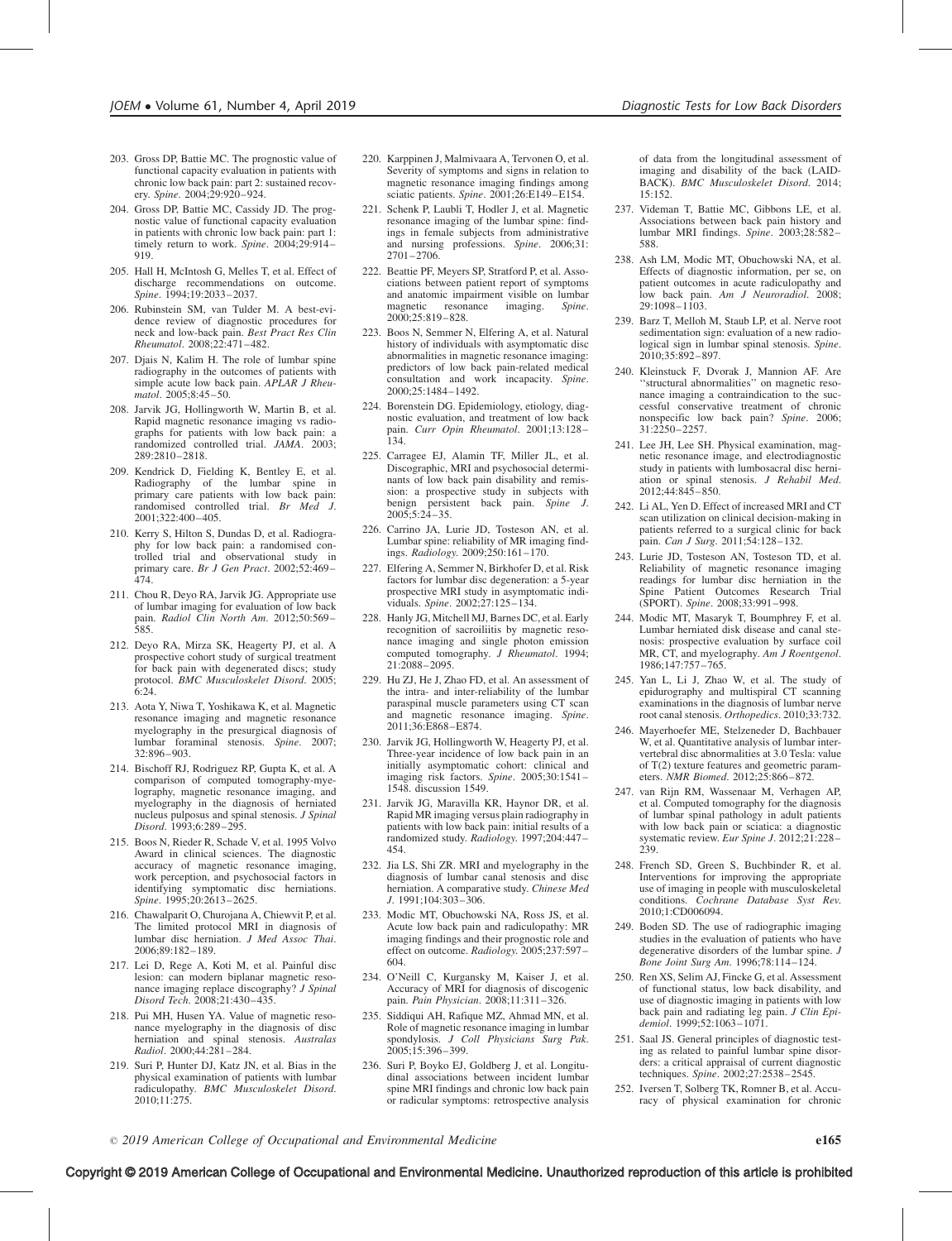203. Gross DP, Battie MC. The prognostic value of functional capacity evaluation in patients with chronic low back pain: part 2: sustained recovery. *Spine*. 2004;29:920–924.

204. Gross DP, Battie MC, Cassidy JD. The prognostic value of functional capacity evaluation in patients with chronic low back pain: part 1: timely return to work. *Spine*. 2004;29:914–919.

205. Hall H, McIntosh G, Melles T, et al. Effect of discharge recommendations on outcome. *Spine*. 1994;19:2033–2037.

206. Rubinstein SM, van Tulder M. A best-evidence review of diagnostic procedures for neck and low-back pain. *Best Pract Res Clin Rheumatol*. 2008;22:471–482.

207. Djais N, Kalim H. The role of lumbar spine radiography in the outcomes of patients with simple acute low back pain. *APLAR J Rheumatol*. 2005;8:45–50.

208. Jarvik JG, Hollingworth W, Martin B, et al. Rapid magnetic resonance imaging vs radiographs for patients with low back pain: a randomized controlled trial. *JAMA*. 2003; 289:2810–2818.

209. Kendrick D, Fielding K, Bentley E, et al. Radiography of the lumbar spine in primary care patients with low back pain: randomised controlled trial. *Br Med J*. 2001;322:400–405.

210. Kerry S, Hilton S, Dundas D, et al. Radiography for low back pain: a randomised controlled trial and observational study in primary care. *Br J Gen Pract*. 2002;52:469–474.

211. Chou R, Deyo RA, Jarvik JG. Appropriate use of lumbar imaging for evaluation of low back pain. *Radiol Clin North Am*. 2012;50:569–585.

212. Deyo RA, Mirza SK, Heagerty PJ, et al. A prospective cohort study of surgical treatment for back pain with degenerated discs; study protocol. *BMC Musculoskelet Disord*. 2005; 6:24.

213. Aota Y, Niwa T, Yoshikawa K, et al. Magnetic resonance imaging and magnetic resonance myelography in the presurgical diagnosis of lumbar foraminal stenosis. *Spine*. 2007; 32:896–903.

214. Bischoff RJ, Rodriguez RP, Gupta K, et al. A comparison of computed tomography-myelography, magnetic resonance imaging, and myelography in the diagnosis of herniated nucleus pulposus and spinal stenosis. *J Spinal Disord*. 1993;6:289–295.

215. Boos N, Rieder R, Schade V, et al. 1995 Volvo Award in clinical sciences. The diagnostic accuracy of magnetic resonance imaging, work perception, and psychosocial factors in identifying symptomatic disc herniations. *Spine*. 1995;20:2613–2625.

216. Chawalparit O, Churojana A, Chiewvit P, et al. The limited protocol MRI in diagnosis of lumbar disc herniation. *J Med Assoc Thai*. 2006;89:182–189.

217. Lei D, Rege A, Koti M, et al. Painful disc lesion: can modern biplanar magnetic resonance imaging replace discography? *J Spinal Disord Tech*. 2008;21:430–435.

218. Pui MH, Husen YA. Value of magnetic resonance myelography in the diagnosis of disc herniation and spinal stenosis. *Australas Radiol*. 2000;44:281–284.

219. Suri P, Hunter DJ, Katz JN, et al. Bias in the physical examination of patients with lumbar radiculopathy. *BMC Musculoskelet Disord*. 2010;11:275.

220. Karppinen J, Malmivaara A, Tervonen O, et al. Severity of symptoms and signs in relation to magnetic resonance imaging findings among sciatic patients. *Spine*. 2001;26:E149–E154.

221. Schenk P, Laubli T, Hodler J, et al. Magnetic resonance imaging of the lumbar spine: findings in female subjects from administrative and nursing professions. *Spine*. 2006;31: 2701–2706.

222. Beattie PF, Meyers SP, Stratford P, et al. Associations between patient report of symptoms and anatomic impairment visible on lumbar magnetic resonance imaging. *Spine*. 2000;25:819–828.

223. Boos N, Semmer N, Elfering A, et al. Natural history of individuals with asymptomatic disc abnormalities in magnetic resonance imaging: predictors of low back pain-related medical consultation and work incapacity. *Spine*. 2000;25:1484–1492.

224. Borenstein DG. Epidemiology, etiology, diagnostic evaluation, and treatment of low back pain. *Curr Opin Rheumatol*. 2001;13:128–134.

225. Carragee EJ, Alamin TF, Miller JL, et al. Discographic, MRI and psychosocial determinants of low back pain disability and remission: a prospective study in subjects with benign persistent back pain. *Spine J*. 2005;5:24–35.

226. Carrino JA, Lurie JD, Tosteson AN, et al. Lumbar spine: reliability of MR imaging findings. *Radiology*. 2009;250:161–170.

227. Elfering A, Semmer N, Birkhofer D, et al. Risk factors for lumbar disc degeneration: a 5-year prospective MRI study in asymptomatic individuals. *Spine*. 2002;27:125–134.

228. Hanly JG, Mitchell MJ, Barnes DC, et al. Early recognition of sacroiliitis by magnetic resonance imaging and single photon emission computed tomography. *J Rheumatol*. 1994; 21:2088–2095.

229. Hu ZJ, He J, Zhao FD, et al. An assessment of the intra- and inter-reliability of the lumbar paraspinal muscle parameters using CT scan and magnetic resonance imaging. *Spine*. 2011;36:E868–E874.

230. Jarvik JG, Hollingworth W, Heagerty PJ, et al. Three-year incidence of low back pain in an initially asymptomatic cohort: clinical and imaging risk factors. *Spine*. 2005;30:1541–1548. discussion 1549.

231. Jarvik JG, Maravilla KR, Haynor DR, et al. Rapid MR imaging versus plain radiography in patients with low back pain: initial results of a randomized study. *Radiology*. 1997;204:447–454.

232. Jia LS, Shi ZR. MRI and myelography in the diagnosis of lumbar canal stenosis and disc herniation. A comparative study. *Chinese Med J*. 1991;104:303–306.

233. Modic MT, Obuchowski NA, Ross JS, et al. Acute low back pain and radiculopathy: MR imaging findings and their prognostic role and effect on outcome. *Radiology*. 2005;237:597–604.

234. O'Neill C, Kurgansky M, Kaiser J, et al. Accuracy of MRI for diagnosis of discogenic pain. *Pain Physician*. 2008;11:311–326.

235. Siddiqui AH, Rafique MZ, Ahmad MN, et al. Role of magnetic resonance imaging in lumbar spondylosis. *J Coll Physicians Surg Pak*. 2005;15:396–399.

236. Suri P, Boyko EJ, Goldberg J, et al. Longitudinal associations between incident lumbar spine MRI findings and chronic low back pain or radicular symptoms: retrospective analysis of data from the longitudinal assessment of imaging and disability of the back (LAIDBACK). *BMC Musculoskelet Disord*. 2014; 15:152.

237. Videman T, Battie MC, Gibbons LE, et al. Associations between back pain history and lumbar MRI findings. *Spine*. 2003;28:582–588.

238. Ash LM, Modic MT, Obuchowski NA, et al. Effects of diagnostic information, per se, on patient outcomes in acute radiculopathy and low back pain. *Am J Neuroradiol*. 2008; 29:1098–1103.

239. Barz T, Melloh M, Staub LP, et al. Nerve root sedimentation sign: evaluation of a new radiological sign in lumbar spinal stenosis. *Spine*. 2010;35:892–897.

240. Kleinstuck F, Dvorak J, Mannion AF. Are ''structural abnormalities'' on magnetic resonance imaging a contraindication to the successful conservative treatment of chronic nonspecific low back pain? *Spine*. 2006; 31:2250–2257.

241. Lee JH, Lee SH. Physical examination, magnetic resonance image, and electrodiagnostic study in patients with lumbosacral disc herniation or spinal stenosis. *J Rehabil Med*. 2012;44:845–850.

242. Li AL, Yen D. Effect of increased MRI and CT scan utilization on clinical decision-making in patients referred to a surgical clinic for back pain. *Can J Surg*. 2011;54:128–132.

243. Lurie JD, Tosteson AN, Tosteson TD, et al. Reliability of magnetic resonance imaging readings for lumbar disc herniation in the Spine Patient Outcomes Research Trial (SPORT). *Spine*. 2008;33:991–998.

244. Modic MT, Masaryk T, Boumphrey F, et al. Lumbar herniated disk disease and canal stenosis: prospective evaluation by surface coil MR, CT, and myelography. *Am J Roentgenol*. 1986;147:757–765.

245. Yan L, Li J, Zhao W, et al. The study of epidurography and multispiral CT scanning examinations in the diagnosis of lumbar nerve root canal stenosis. *Orthopedics*. 2010;33:732.

246. Mayerhoefer ME, Stelzeneder D, Bachbauer W, et al. Quantitative analysis of lumbar intervertebral disc abnormalities at 3.0 Tesla: value of T(2) texture features and geometric parameters. *NMR Biomed*. 2012;25:866–872.

247. van Rijn RM, Wassenaar M, Verhagen AP, et al. Computed tomography for the diagnosis of lumbar spinal pathology in adult patients with low back pain or sciatica: a diagnostic systematic review. *Eur Spine J*. 2012;21:228–239.

248. French SD, Green S, Buchbinder R, et al. Interventions for improving the appropriate use of imaging in people with musculoskeletal conditions. *Cochrane Database Syst Rev*. 2010;1:CD006094.

249. Boden SD. The use of radiographic imaging studies in the evaluation of patients who have degenerative disorders of the lumbar spine. *J Bone Joint Surg Am*. 1996;78:114–124.

250. Ren XS, Selim AJ, Fincke G, et al. Assessment of functional status, low back disability, and use of diagnostic imaging in patients with low back pain and radiating leg pain. *J Clin Epidemiol*. 1999;52:1063–1071.

251. Saal JS. General principles of diagnostic testing as related to painful lumbar spine disorders: a critical appraisal of current diagnostic techniques. *Spine*. 2002;27:2538–2545.

252. Iversen T, Solberg TK, Romner B, et al. Accuracy of physical examination for chronic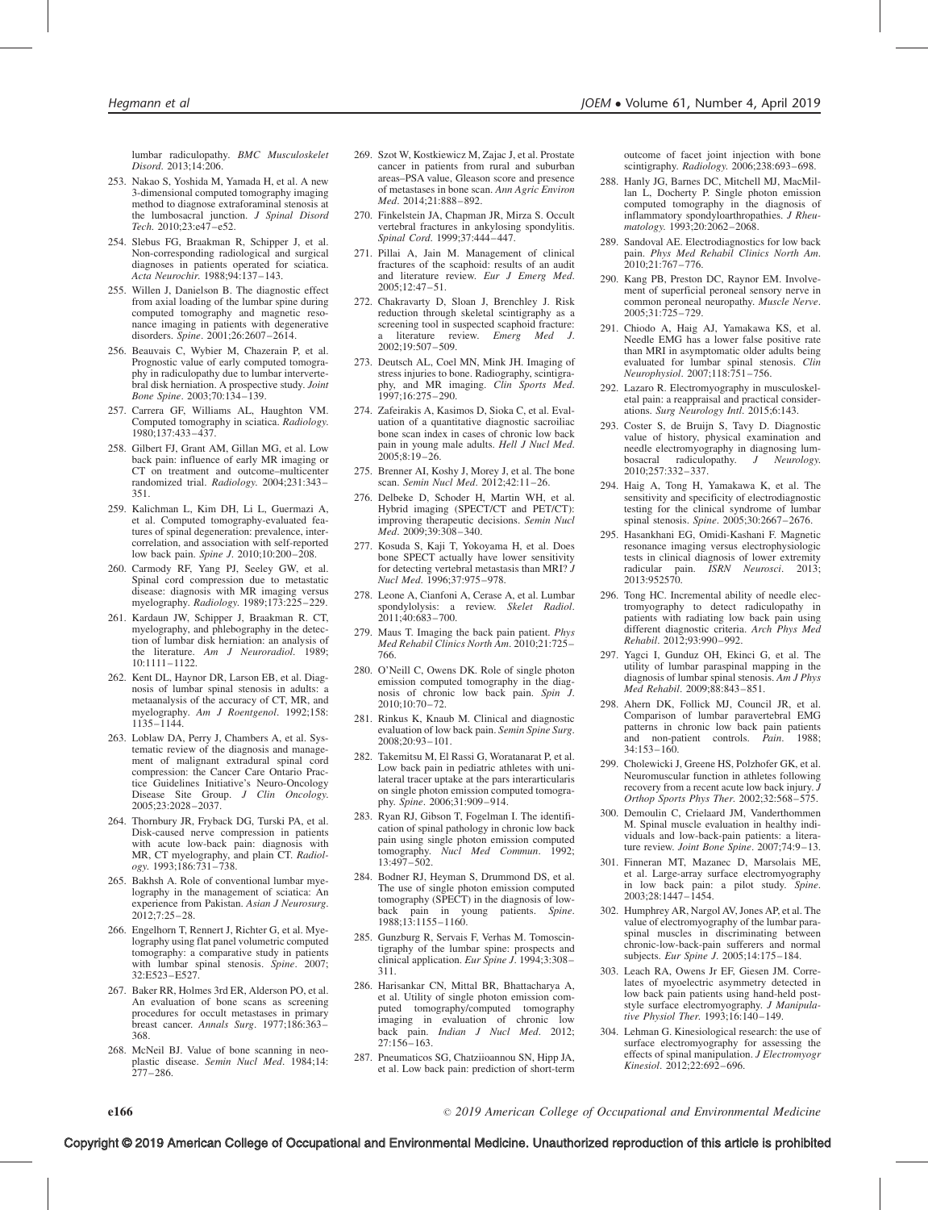lumbar radiculopathy. *BMC Musculoskelet Disord*. 2013;14:206.

253. Nakao S, Yoshida M, Yamada H, et al. A new 3-dimensional computed tomography imaging method to diagnose extraforaminal stenosis at the lumbosacral junction. *J Spinal Disord Tech*. 2010;23:e47–e52.
254. Slebus FG, Braakman R, Schipper J, et al. Non-corresponding radiological and surgical diagnoses in patients operated for sciatica. *Acta Neurochir*. 1988;94:137–143.
255. Willen J, Danielson B. The diagnostic effect from axial loading of the lumbar spine during computed tomography and magnetic resonance imaging in patients with degenerative disorders. *Spine*. 2001;26:2607–2614.
256. Beauvais C, Wybier M, Chazerain P, et al. Prognostic value of early computed tomography in radiculopathy due to lumbar intervertebral disk herniation. A prospective study. *Joint Bone Spine*. 2003;70:134–139.
257. Carrera GF, Williams AL, Haughton VM. Computed tomography in sciatica. *Radiology*. 1980;137:433–437.
258. Gilbert FJ, Grant AM, Gillan MG, et al. Low back pain: influence of early MR imaging or CT on treatment and outcome–multicenter randomized trial. *Radiology*. 2004;231:343–351.
259. Kalichman L, Kim DH, Li L, Guermazi A, et al. Computed tomography-evaluated features of spinal degeneration: prevalence, intercorrelation, and association with self-reported low back pain. *Spine J*. 2010;10:200–208.
260. Carmody RF, Yang PJ, Seeley GW, et al. Spinal cord compression due to metastatic disease: diagnosis with MR imaging versus myelography. *Radiology*. 1989;173:225–229.
261. Kardaun JW, Schipper J, Braakman R. CT, myelography, and phlebography in the detection of lumbar disk herniation: an analysis of the literature. *Am J Neuroradiol*. 1989;10:1111–1122.
262. Kent DL, Haynor DR, Larson EB, et al. Diagnosis of lumbar spinal stenosis in adults: a metaanalysis of the accuracy of CT, MR, and myelography. *Am J Roentgenol*. 1992;158:1135–1144.
263. Loblaw DA, Perry J, Chambers A, et al. Systematic review of the diagnosis and management of malignant extradural spinal cord compression: the Cancer Care Ontario Practice Guidelines Initiative's Neuro-Oncology Disease Site Group. *J Clin Oncology*. 2005;23:2028–2037.
264. Thornbury JR, Fryback DG, Turski PA, et al. Disk-caused nerve compression in patients with acute low-back pain: diagnosis with MR, CT myelography, and plain CT. *Radiology*. 1993;186:731–738.
265. Bakhsh A. Role of conventional lumbar myelography in the management of sciatica: An experience from Pakistan. *Asian J Neurosurg*. 2012;7:25–28.
266. Engelhorn T, Rennert J, Richter G, et al. Myelography using flat panel volumetric computed tomography: a comparative study in patients with lumbar spinal stenosis. *Spine*. 2007;32:E523–E527.
267. Baker RR, Holmes 3rd ER, Alderson PO, et al. An evaluation of bone scans as screening procedures for occult metastases in primary breast cancer. *Annals Surg*. 1977;186:363–368.
268. McNeil BJ. Value of bone scanning in neoplastic disease. *Semin Nucl Med*. 1984;14:277–286.
269. Szot W, Kostkiewicz M, Zajac J, et al. Prostate cancer in patients from rural and suburban areas–PSA value, Gleason score and presence of metastases in bone scan. *Ann Agric Environ Med*. 2014;21:888–892.
270. Finkelstein JA, Chapman JR, Mirza S. Occult vertebral fractures in ankylosing spondylitis. *Spinal Cord*. 1999;37:444–447.
271. Pillai A, Jain M. Management of clinical fractures of the scaphoid: results of an audit and literature review. *Eur J Emerg Med*. 2005;12:47–51.
272. Chakravarty D, Sloan J, Brenchley J. Risk reduction through skeletal scintigraphy as a screening tool in suspected scaphoid fracture: a literature review. *Emerg Med J*. 2002;19:507–509.
273. Deutsch AL, Coel MN, Mink JH. Imaging of stress injuries to bone. Radiography, scintigraphy, and MR imaging. *Clin Sports Med*. 1997;16:275–290.
274. Zafeirakis A, Kasimos D, Sioka C, et al. Evaluation of a quantitative diagnostic sacroiliac bone scan index in cases of chronic low back pain in young male adults. *Hell J Nucl Med*. 2005;8:19–26.
275. Brenner AI, Koshy J, Morey J, et al. The bone scan. *Semin Nucl Med*. 2012;42:11–26.
276. Delbeke D, Schoder H, Martin WH, et al. Hybrid imaging (SPECT/CT and PET/CT): improving therapeutic decisions. *Semin Nucl Med*. 2009;39:308–340.
277. Kosuda S, Kaji T, Yokoyama H, et al. Does bone SPECT actually have lower sensitivity for detecting vertebral metastasis than MRI? *J Nucl Med*. 1996;37:975–978.
278. Leone A, Cianfoni A, Cerase A, et al. Lumbar spondylolysis: a review. *Skelet Radiol*. 2011;40:683–700.
279. Maus T. Imaging the back pain patient. *Phys Med Rehabil Clinics North Am*. 2010;21:725–766.
280. O'Neill C, Owens DK. Role of single photon emission computed tomography in the diagnosis of chronic low back pain. *Spin J*. 2010;10:70–72.
281. Rinkus K, Knaub M. Clinical and diagnostic evaluation of low back pain. *Semin Spine Surg*. 2008;20:93–101.
282. Takemitsu M, El Rassi G, Woratanarat P, et al. Low back pain in pediatric athletes with unilateral tracer uptake at the pars interarticularis on single photon emission computed tomography. *Spine*. 2006;31:909–914.
283. Ryan RJ, Gibson T, Fogelman I. The identification of spinal pathology in chronic low back pain using single photon emission computed tomography. *Nucl Med Commun*. 1992;13:497–502.
284. Bodner RJ, Heyman S, Drummond DS, et al. The use of single photon emission computed tomography (SPECT) in the diagnosis of low-back pain in young patients. *Spine*. 1988;13:1155–1160.
285. Gunzburg R, Servais F, Verhas M. Tomoscintigraphy of the lumbar spine: prospects and clinical application. *Eur Spine J*. 1994;3:308–311.
286. Harisankar CN, Mittal BR, Bhattacharya A, et al. Utility of single photon emission computed tomography/computed tomography imaging in evaluation of chronic low back pain. *Indian J Nucl Med*. 2012;27:156–163.
287. Pneumaticos SG, Chatziioannou SN, Hipp JA, et al. Low back pain: prediction of short-term outcome of facet joint injection with bone scintigraphy. *Radiology*. 2006;238:693–698.
288. Hanly JG, Barnes DC, Mitchell MJ, MacMillan L, Docherty P. Single photon emission computed tomography in the diagnosis of inflammatory spondyloarthropathies. *J Rheumatology*. 1993;20:2062–2068.
289. Sandoval AE. Electrodiagnostics for low back pain. *Phys Med Rehabil Clinics North Am*. 2010;21:767–776.
290. Kang PB, Preston DC, Raynor EM. Involvement of superficial peroneal sensory nerve in common peroneal neuropathy. *Muscle Nerve*. 2005;31:725–729.
291. Chiodo A, Haig AJ, Yamakawa KS, et al. Needle EMG has a lower false positive rate than MRI in asymptomatic older adults being evaluated for lumbar spinal stenosis. *Clin Neurophysiol*. 2007;118:751–756.
292. Lazaro R. Electromyography in musculoskeletal pain: a reappraisal and practical considerations. *Surg Neurology Intl*. 2015;6:143.
293. Coster S, de Bruijn S, Tavy D. Diagnostic value of history, physical examination and needle electromyography in diagnosing lumbosacral radiculopathy. *J Neurology*. 2010;257:332–337.
294. Haig A, Tong H, Yamakawa K, et al. The sensitivity and specificity of electrodiagnostic testing for the clinical syndrome of lumbar spinal stenosis. *Spine*. 2005;30:2667–2676.
295. Hasankhani EG, Omidi-Kashani F. Magnetic resonance imaging versus electrophysiologic tests in clinical diagnosis of lower extremity radicular pain. *ISRN Neurosci*. 2013;952570.
296. Tong HC. Incremental ability of needle electromyography to detect radiculopathy in patients with radiating low back pain using different diagnostic criteria. *Arch Phys Med Rehabil*. 2012;93:990–992.
297. Yagci I, Gunduz OH, Ekinci G, et al. The utility of lumbar paraspinal mapping in the diagnosis of lumbar spinal stenosis. *Am J Phys Med Rehabil*. 2009;88:843–851.
298. Ahern DK, Follick MJ, Council JR, et al. Comparison of lumbar paravertebral EMG patterns in chronic low back pain patients and non-patient controls. *Pain*. 1988;34:153–160.
299. Cholewicki J, Greene HS, Polzhofer GK, et al. Neuromuscular function in athletes following recovery from a recent acute low back injury. *J Orthop Sports Phys Ther*. 2002;32:568–575.
300. Demoulin C, Crielaard JM, Vanderthommen M. Spinal muscle evaluation in healthy individuals and low-back-pain patients: a literature review. *Joint Bone Spine*. 2007;74:9–13.
301. Finneran MT, Mazanec D, Marsolais ME, et al. Large-array surface electromyography in low back pain: a pilot study. *Spine*. 2003;28:1447–1454.
302. Humphrey AR, Nargol AV, Jones AP, et al. The value of electromyography of the lumbar paraspinal muscles in discriminating between chronic-low-back-pain sufferers and normal subjects. *Eur Spine J*. 2005;14:175–184.
303. Leach RA, Owens Jr EF, Giesen JM. Correlates of myoelectric asymmetry detected in low back pain patients using hand-held post-style surface electromyography. *J Manipulative Physiol Ther*. 1993;16:140–149.
304. Lehman G. Kinesiological research: the use of surface electromyography for assessing the effects of spinal manipulation. *J Electromyogr Kinesiol*. 2012;22:692–696.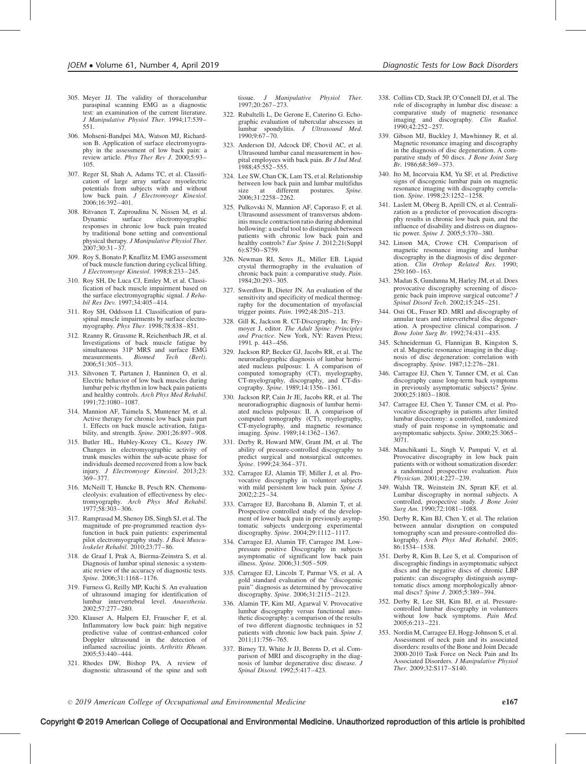305. Meyer JJ. The validity of thoracolumbar paraspinal scanning EMG as a diagnostic test: an examination of the current literature. *J Manipulative Physiol Ther*. 1994;17:539–551.
306. Mohseni-Bandpei MA, Watson MJ, Richardson B. Application of surface electromyography in the assessment of low back pain: a review article. *Phys Ther Rev J*. 2000;5:93–105.
307. Reger SI, Shah A, Adams TC, et al. Classification of large array surface myoelectric potentials from subjects with and without low back pain. *J Electromyogr Kinesiol*. 2006;16:392–401.
308. Ritvanen T, Zaproudina N, Nissen M, et al. Dynamic surface electromyographic responses in chronic low back pain treated by traditional bone setting and conventional physical therapy. *J Manipulative Physiol Ther*. 2007;30:31–37.
309. Roy S, Bonato P, Knaflitz M. EMG assessment of back muscle function during cyclical lifting. *J Electromyogr Kinesiol*. 1998;8:233–245.
310. Roy SH, De Luca CJ, Emley M, et al. Classification of back muscle impairment based on the surface electromyographic signal. *J Rehabil Res Dev*. 1997;34:405–414.
311. Roy SH, Oddsson LI. Classification of paraspinal muscle impairments by surface electromyography. *Phys Ther*. 1998;78:838–851.
312. Rzanny R, Grassme R, Reichenbach JR, et al. Investigations of back muscle fatigue by simultaneous 31P MRS and surface EMG measurements. *Biomed Tech (Berl)*. 2006;51:305–313.
313. Sihvonen T, Partanen J, Hanninen O, et al. Electric behavior of low back muscles during lumbar pelvic rhythm in low back pain patients and healthy controls. *Arch Phys Med Rehabil*. 1991;72:1080–1087.
314. Mannion AF, Taimela S, Muntener M, et al. Active therapy for chronic low back pain part 1. Effects on back muscle activation, fatigability, and strength. *Spine*. 2001;26:897–908.
315. Butler HL, Hubley-Kozey CL, Kozey JW. Changes in electromyographic activity of trunk muscles within the sub-acute phase for individuals deemed recovered from a low back injury. *J Electromyogr Kinesiol*. 2013;23:369–377.
316. McNeill T, Huncke B, Pesch RN. Chemonucleolysis: evaluation of effectiveness by electromyography. *Arch Phys Med Rehabil*. 1977;58:303–306.
317. Ramprasad M, Shenoy DS, Singh SJ, et al. The magnitude of pre-programmed reaction dysfunction in back pain patients: experimental pilot electromyography study. *J Back Musculoskelet Rehabil*. 2010;23:77–86.
318. de Graaf I, Prak A, Bierma-Zeinstra S, et al. Diagnosis of lumbar spinal stenosis: a systematic review of the accuracy of diagnostic tests. *Spine*. 2006;31:1168–1176.
319. Furness G, Reilly MP, Kuchi S. An evaluation of ultrasound imaging for identification of lumbar intervertebral level. *Anaesthesia*. 2002;57:277–280.
320. Klauser A, Halpern EJ, Frauscher F, et al. Inflammatory low back pain: high negative predictive value of contrast-enhanced color Doppler ultrasound in the detection of inflamed sacroiliac joints. *Arthritis Rheum*. 2005;53:440–444.
321. Rhodes DW, Bishop PA. A review of diagnostic ultrasound of the spine and soft tissue. *J Manipulative Physiol Ther*. 1997;20:267–273.
322. Rubaltelli L, De Gerone E, Caterino G. Echographic evaluation of tubercular abscesses in lumbar spondylitis. *J Ultrasound Med*. 1990;9:67–70.
323. Anderson DJ, Adcock DF, Chovil AC, et al. Ultrasound lumbar canal measurement in hospital employees with back pain. *Br J Ind Med*. 1988;45:552–555.
324. Lee SW, Chan CK, Lam TS, et al. Relationship between low back pain and lumbar multifidus size at different postures. *Spine*. 2006;31:2258–2262.
325. Pulkovski N, Mannion AF, Caporaso F, et al. Ultrasound assessment of transversus abdominis muscle contraction ratio during abdominal hollowing: a useful tool to distinguish between patients with chronic low back pain and healthy controls? *Eur Spine J*. 2012;21(Suppl 6):S750–S759.
326. Newman RI, Seres JL, Miller EB. Liquid crystal thermography in the evaluation of chronic back pain: a comparative study. *Pain*. 1984;20:293–305.
327. Swerdlow B, Dieter JN. An evaluation of the sensitivity and specificity of medical thermography for the documentation of myofascial trigger points. *Pain*. 1992;48:205–213.
328. Gill K, Jackson R. CT-Discography. In: Frymoyer J, editor. *The Adult Spine: Principles and Practice*. New York, NY: Raven Press; 1991. p. 443–456.
329. Jackson RP, Becker GJ, Jacobs RR, et al. The neuroradiographic diagnosis of lumbar herniated nucleus pulposus: I. A comparison of computed tomography (CT), myelography, CT-myelography, discography, and CT-discography. *Spine*. 1989;14:1356–1361.
330. Jackson RP, Cain Jr JE, Jacobs RR, et al. The neuroradiographic diagnosis of lumbar herniated nucleus pulposus: II. A comparison of computed tomography (CT), myelography, CT-myelography, and magnetic resonance imaging. *Spine*. 1989;14:1362–1367.
331. Derby R, Howard MW, Grant JM, et al. The ability of pressure-controlled discography to predict surgical and nonsurgical outcomes. *Spine*. 1999;24:364–371.
332. Carragee EJ, Alamin TF, Miller J, et al. Provocative discography in volunteer subjects with mild persistent low back pain. *Spine J*. 2002;2:25–34.
333. Carragee EJ, Barcohana B, Alamin T, et al. Prospective controlled study of the development of lower back pain in previously asymptomatic subjects undergoing experimental discography. *Spine*. 2004;29:1112–1117.
334. Carragee EJ, Alamin TF, Carragee JM. Low-pressure positive Discography in subjects asymptomatic of significant low back pain illness. *Spine*. 2006;31:505–509.
335. Carragee EJ, Lincoln T, Parmar VS, et al. A gold standard evaluation of the "discogenic pain" diagnosis as determined by provocative discography. *Spine*. 2006;31:2115–2123.
336. Alamin TF, Kim MJ, Agarwal V. Provocative lumbar discography versus functional anesthetic discography: a comparison of the results of two different diagnostic techniques in 52 patients with chronic low back pain. *Spine J*. 2011;11:756–765.
337. Birney TJ, White Jr JJ, Berens D, et al. Comparison of MRI and discography in the diagnosis of lumbar degenerative disc disease. *J Spinal Disord*. 1992;5:417–423.
338. Collins CD, Stack JP, O'Connell DJ, et al. The role of discography in lumbar disc disease: a comparative study of magnetic resonance imaging and discography. *Clin Radiol*. 1990;42:252–257.
339. Gibson MJ, Buckley J, Mawhinney R, et al. Magnetic resonance imaging and discography in the diagnosis of disc degeneration. A comparative study of 50 discs. *J Bone Joint Surg Br*. 1986;68:369–373.
340. Ito M, Incorvaia KM, Yu SF, et al. Predictive signs of discogenic lumbar pain on magnetic resonance imaging with discography correlation. *Spine*. 1998;23:1252–1258.
341. Laslett M, Oberg B, Aprill CN, et al. Centralization as a predictor of provocation discography results in chronic low back pain, and the influence of disability and distress on diagnostic power. *Spine J*. 2005;5:370–380.
342. Linson MA, Crowe CH. Comparison of magnetic resonance imaging and lumbar discography in the diagnosis of disc degeneration. *Clin Orthop Related Res*. 1990;250:160–163.
343. Madan S, Gundanna M, Harley JM, et al. Does provocative discography screening of discogenic back pain improve surgical outcome? *J Spinal Disord Tech*. 2002;15:245–251.
344. Osti OL, Fraser RD. MRI and discography of annular tears and intervertebral disc degeneration. A prospective clinical comparison. *J Bone Joint Surg Br*. 1992;74:431–435.
345. Schneiderman G, Flannigan B, Kingston S, et al. Magnetic resonance imaging in the diagnosis of disc degeneration: correlation with discography. *Spine*. 1987;12:276–281.
346. Carragee EJ, Chen Y, Tanner CM, et al. Can discography cause long-term back symptoms in previously asymptomatic subjects? *Spine*. 2000;25:1803–1808.
347. Carragee EJ, Chen Y, Tanner CM, et al. Provocative discography in patients after limited lumbar discectomy: a controlled, randomized study of pain response in symptomatic and asymptomatic subjects. *Spine*. 2000;25:3065–3071.
348. Manchikanti L, Singh V, Pampati V, et al. Provocative discography in low back pain patients with or without somatization disorder: a randomized prospective evaluation. *Pain Physician*. 2001;4:227–239.
349. Walsh TR, Weinstein JN, Spratt KF, et al. Lumbar discography in normal subjects. A controlled, prospective study. *J Bone Joint Surg Am*. 1990;72:1081–1088.
350. Derby R, Kim BJ, Chen Y, et al. The relation between annular disruption on computed tomography scan and pressure-controlled diskography. *Arch Phys Med Rehabil*. 2005;86:1534–1538.
351. Derby R, Kim B, Lee S, et al. Comparison of discographic findings in asymptomatic subject discs and the negative discs of chronic LBP patients: can discography distinguish asymptomatic discs among morphologically abnormal discs? *Spine J*. 2005;5:389–394.
352. Derby R, Lee SH, Kim BJ, et al. Pressure-controlled lumbar discography in volunteers without low back symptoms. *Pain Med*. 2005;6:213–221.
353. Nordin M, Carragee EJ, Hogg-Johnson S, et al. Assessment of neck pain and its associated disorders: results of the Bone and Joint Decade 2000-2010 Task Force on Neck Pain and Its Associated Disorders. *J Manipulative Physiol Ther*. 2009;32:S117–S140.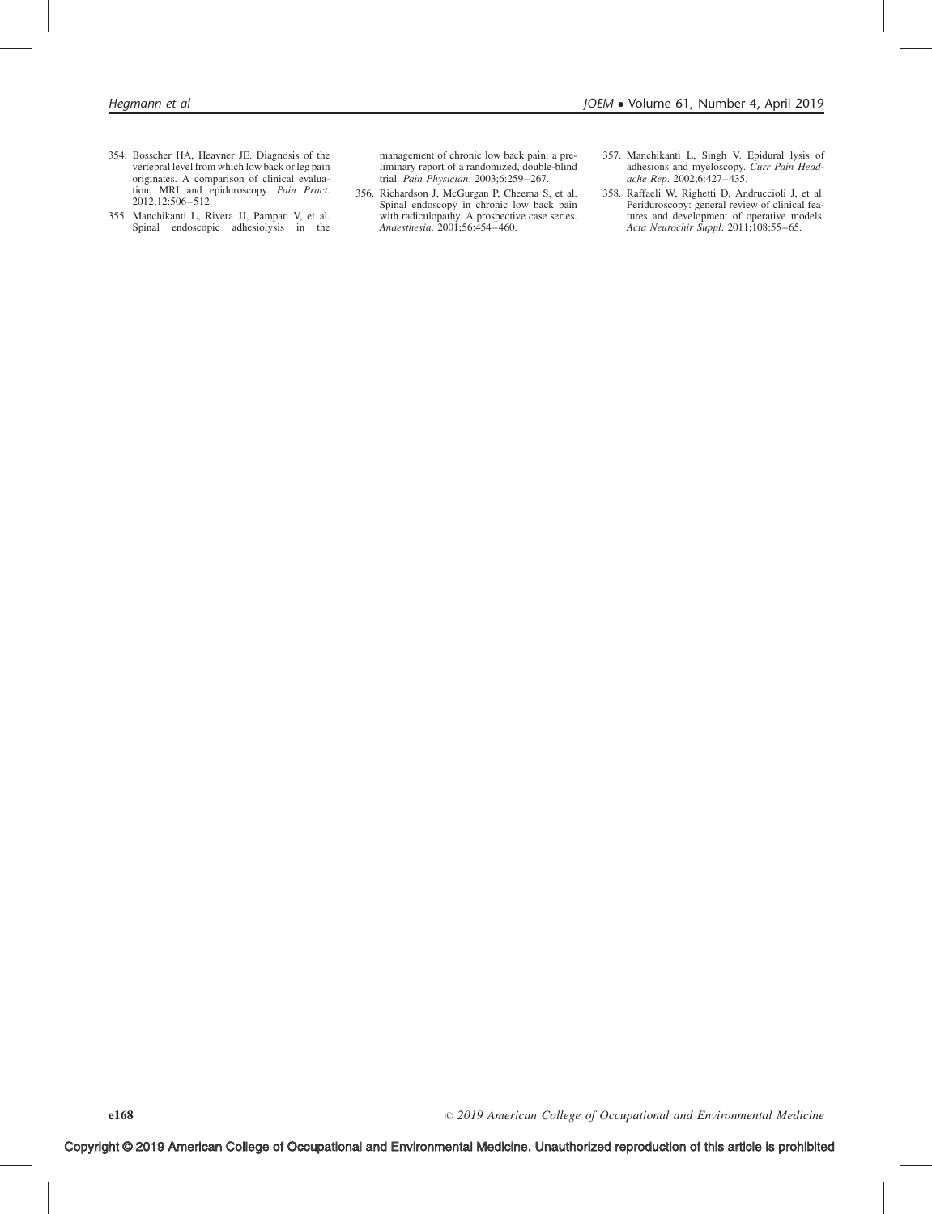354. Bosscher HA, Heavner JE. Diagnosis of the vertebral level from which low back or leg pain originates. A comparison of clinical evaluation, MRI and epiduroscopy. *Pain Pract*. 2012;12:506–512.
355. Manchikanti L, Rivera JJ, Pampati V, et al. Spinal endoscopic adhesiolysis in the management of chronic low back pain: a preliminary report of a randomized, double-blind trial. *Pain Physician*. 2003;6:259–267.
356. Richardson J, McGurgan P, Cheema S, et al. Spinal endoscopy in chronic low back pain with radiculopathy. A prospective case series. *Anaesthesia*. 2001;56:454–460.
357. Manchikanti L, Singh V. Epidural lysis of adhesions and myeloscopy. *Curr Pain Headache Rep*. 2002;6:427–435.
358. Raffaeli W, Righetti D, Andruccioli J, et al. Periduroscopy: general review of clinical features and development of operative models. *Acta Neurochir Suppl*. 2011;108:55–65.